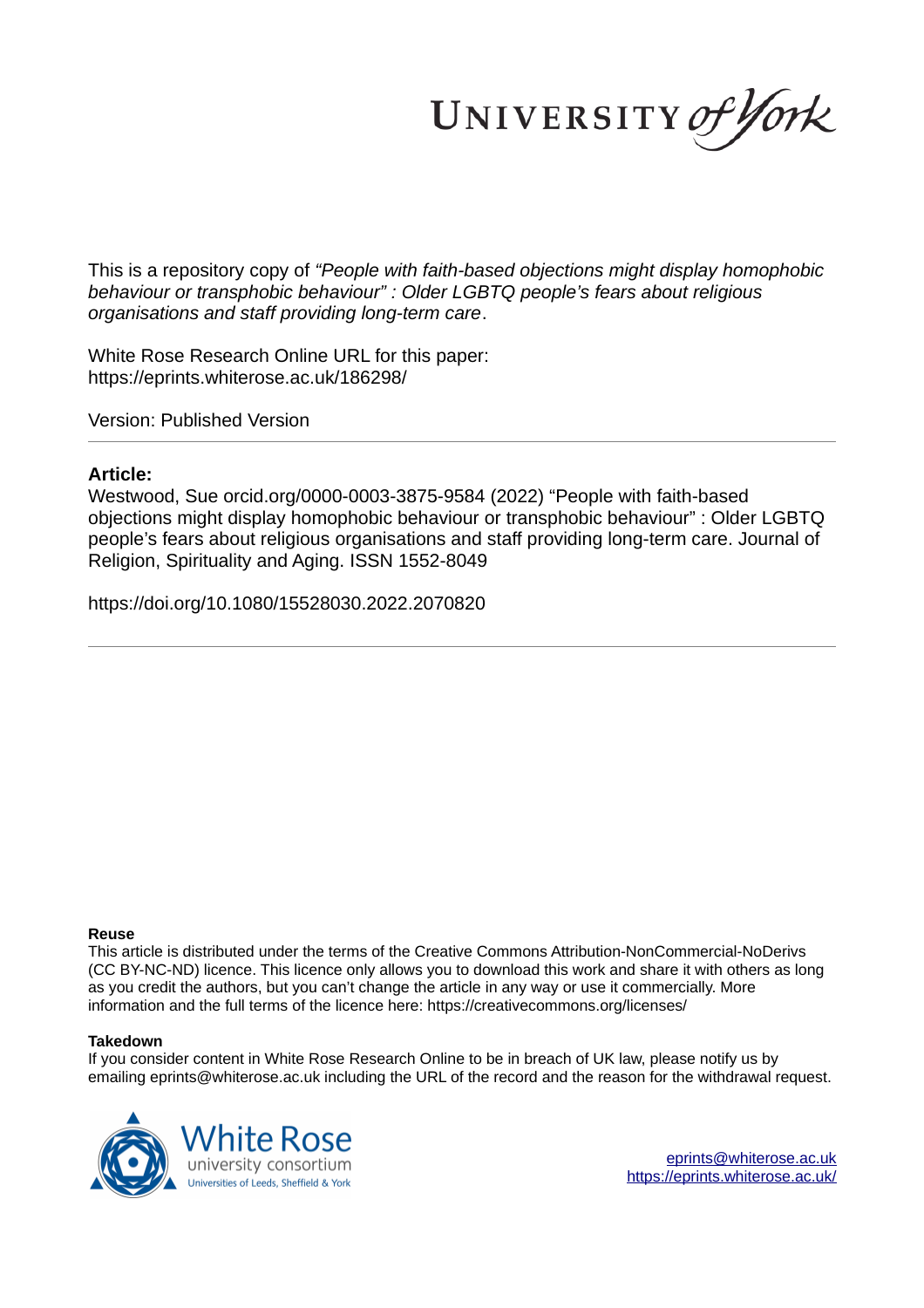This is a repository copy of *"People with faith-based objections might display homophobic behaviour or transphobic behaviour" : Older LGBTQ people's fears about religious organisations and staff providing long-term care*.

White Rose Research Online URL for this paper:
https://eprints.whiterose.ac.uk/186298/

Version: Published Version

## Article:

Westwood, Sue orcid.org/0000-0003-3875-9584 (2022) "People with faith-based objections might display homophobic behaviour or transphobic behaviour" : Older LGBTQ people's fears about religious organisations and staff providing long-term care. Journal of Religion, Spirituality and Aging. ISSN 1552-8049

https://doi.org/10.1080/15528030.2022.2070820

### Reuse

This article is distributed under the terms of the Creative Commons Attribution-NonCommercial-NoDerivs (CC BY-NC-ND) licence. This licence only allows you to download this work and share it with others as long as you credit the authors, but you can't change the article in any way or use it commercially. More information and the full terms of the licence here: https://creativecommons.org/licenses/

### Takedown

If you consider content in White Rose Research Online to be in breach of UK law, please notify us by emailing eprints@whiterose.ac.uk including the URL of the record and the reason for the withdrawal request.

eprints@whiterose.ac.uk
https://eprints.whiterose.ac.uk/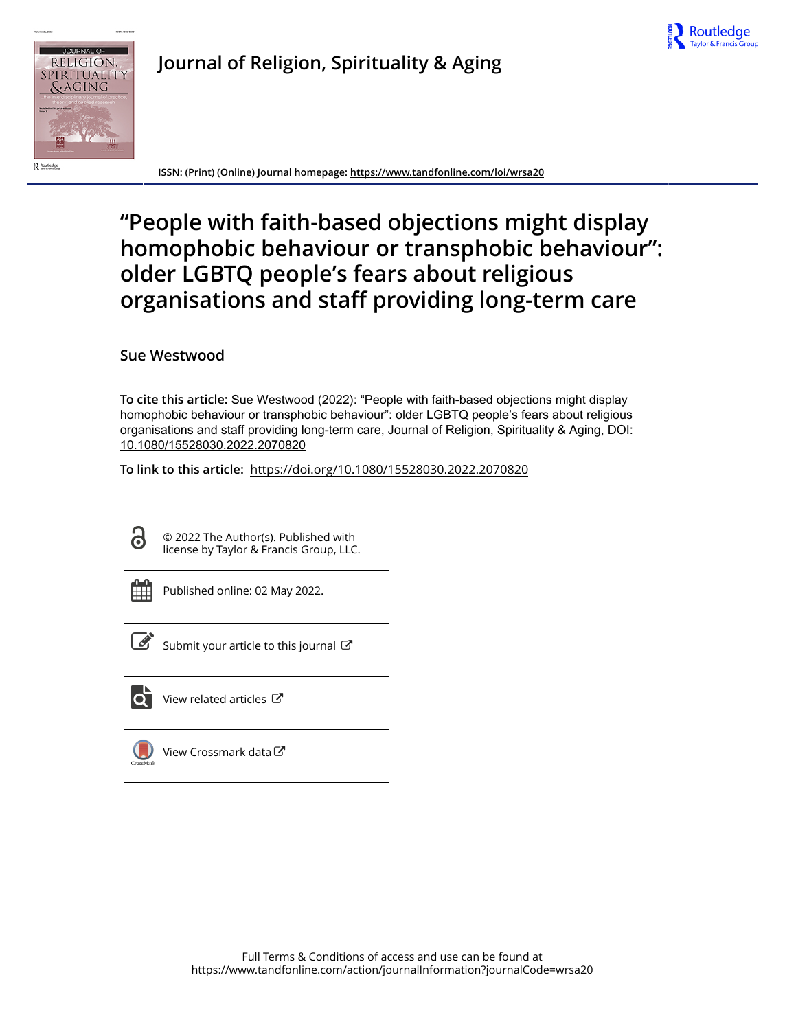# "People with faith-based objections might display homophobic behaviour or transphobic behaviour": older LGBTQ people's fears about religious organisations and staff providing long-term care

Sue Westwood

**To cite this article:** Sue Westwood (2022): "People with faith-based objections might display homophobic behaviour or transphobic behaviour": older LGBTQ people's fears about religious organisations and staff providing long-term care, Journal of Religion, Spirituality & Aging, DOI: 10.1080/15528030.2022.2070820

**To link to this article:** https://doi.org/10.1080/15528030.2022.2070820

© 2022 The Author(s). Published with license by Taylor & Francis Group, LLC.

Published online: 02 May 2022.

Submit your article to this journal

View related articles

View Crossmark data

Full Terms & Conditions of access and use can be found at https://www.tandfonline.com/action/journalInformation?journalCode=wrsa20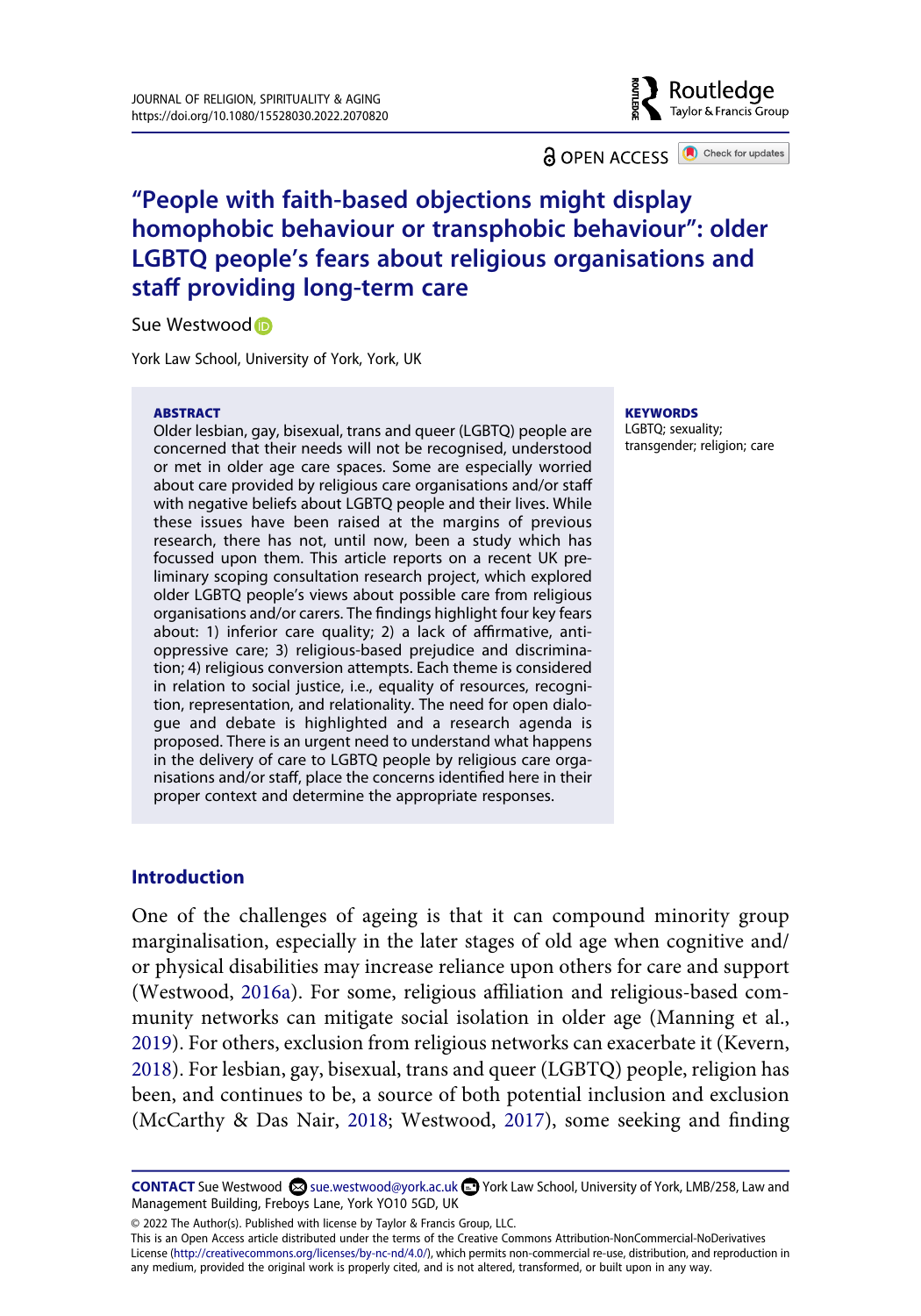OPEN ACCESS

# "People with faith-based objections might display homophobic behaviour or transphobic behaviour": older LGBTQ people's fears about religious organisations and staff providing long-term care

Sue Westwood

York Law School, University of York, York, UK

**ABSTRACT**

Older lesbian, gay, bisexual, trans and queer (LGBTQ) people are concerned that their needs will not be recognised, understood or met in older age care spaces. Some are especially worried about care provided by religious care organisations and/or staff with negative beliefs about LGBTQ people and their lives. While these issues have been raised at the margins of previous research, there has not, until now, been a study which has focussed upon them. This article reports on a recent UK preliminary scoping consultation research project, which explored older LGBTQ people's views about possible care from religious organisations and/or carers. The findings highlight four key fears about: 1) inferior care quality; 2) a lack of affirmative, anti-oppressive care; 3) religious-based prejudice and discrimination; 4) religious conversion attempts. Each theme is considered in relation to social justice, i.e., equality of resources, recognition, representation, and relationality. The need for open dialogue and debate is highlighted and a research agenda is proposed. There is an urgent need to understand what happens in the delivery of care to LGBTQ people by religious care organisations and/or staff, place the concerns identified here in their proper context and determine the appropriate responses.

**KEYWORDS**

LGBTQ; sexuality; transgender; religion; care

## Introduction

One of the challenges of ageing is that it can compound minority group marginalisation, especially in the later stages of old age when cognitive and/or physical disabilities may increase reliance upon others for care and support (Westwood, 2016a). For some, religious affiliation and religious-based community networks can mitigate social isolation in older age (Manning et al., 2019). For others, exclusion from religious networks can exacerbate it (Kevern, 2018). For lesbian, gay, bisexual, trans and queer (LGBTQ) people, religion has been, and continues to be, a source of both potential inclusion and exclusion (McCarthy & Das Nair, 2018; Westwood, 2017), some seeking and finding

**CONTACT** Sue Westwood sue.westwood@york.ac.uk York Law School, University of York, LMB/258, Law and Management Building, Freboys Lane, York YO10 5GD, UK

© 2022 The Author(s). Published with license by Taylor & Francis Group, LLC.
This is an Open Access article distributed under the terms of the Creative Commons Attribution-NonCommercial-NoDerivatives License (http://creativecommons.org/licenses/by-nc-nd/4.0/), which permits non-commercial re-use, distribution, and reproduction in any medium, provided the original work is properly cited, and is not altered, transformed, or built upon in any way.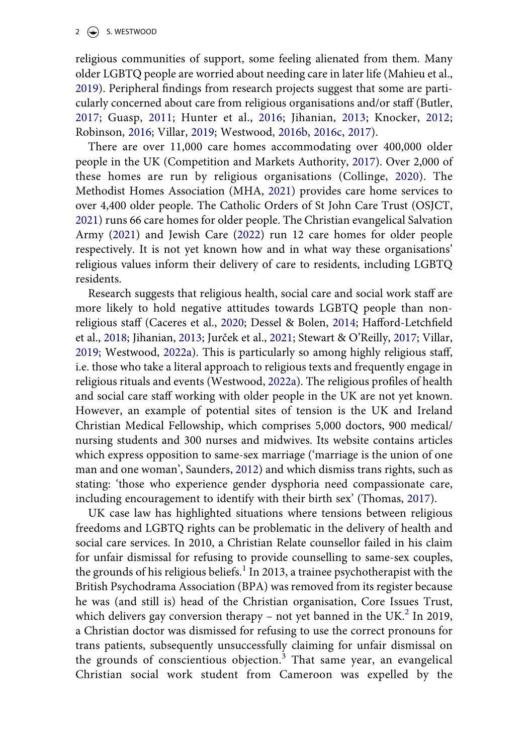religious communities of support, some feeling alienated from them. Many older LGBTQ people are worried about needing care in later life (Mahieu et al., 2019). Peripheral findings from research projects suggest that some are particularly concerned about care from religious organisations and/or staff (Butler, 2017; Guasp, 2011; Hunter et al., 2016; Jihanian, 2013; Knocker, 2012; Robinson, 2016; Villar, 2019; Westwood, 2016b, 2016c, 2017).

There are over 11,000 care homes accommodating over 400,000 older people in the UK (Competition and Markets Authority, 2017). Over 2,000 of these homes are run by religious organisations (Collinge, 2020). The Methodist Homes Association (MHA, 2021) provides care home services to over 4,400 older people. The Catholic Orders of St John Care Trust (OSJCT, 2021) runs 66 care homes for older people. The Christian evangelical Salvation Army (2021) and Jewish Care (2022) run 12 care homes for older people respectively. It is not yet known how and in what way these organisations' religious values inform their delivery of care to residents, including LGBTQ residents.

Research suggests that religious health, social care and social work staff are more likely to hold negative attitudes towards LGBTQ people than non-religious staff (Caceres et al., 2020; Dessel & Bolen, 2014; Hafford-Letchfield et al., 2018; Jihanian, 2013; Jurček et al., 2021; Stewart & O'Reilly, 2017; Villar, 2019; Westwood, 2022a). This is particularly so among highly religious staff, i.e. those who take a literal approach to religious texts and frequently engage in religious rituals and events (Westwood, 2022a). The religious profiles of health and social care staff working with older people in the UK are not yet known. However, an example of potential sites of tension is the UK and Ireland Christian Medical Fellowship, which comprises 5,000 doctors, 900 medical/nursing students and 300 nurses and midwives. Its website contains articles which express opposition to same-sex marriage ('marriage is the union of one man and one woman', Saunders, 2012) and which dismiss trans rights, such as stating: 'those who experience gender dysphoria need compassionate care, including encouragement to identify with their birth sex' (Thomas, 2017).

UK case law has highlighted situations where tensions between religious freedoms and LGBTQ rights can be problematic in the delivery of health and social care services. In 2010, a Christian Relate counsellor failed in his claim for unfair dismissal for refusing to provide counselling to same-sex couples, the grounds of his religious beliefs.[1] In 2013, a trainee psychotherapist with the British Psychodrama Association (BPA) was removed from its register because he was (and still is) head of the Christian organisation, Core Issues Trust, which delivers gay conversion therapy – not yet banned in the UK.[2] In 2019, a Christian doctor was dismissed for refusing to use the correct pronouns for trans patients, subsequently unsuccessfully claiming for unfair dismissal on the grounds of conscientious objection.[3] That same year, an evangelical Christian social work student from Cameroon was expelled by the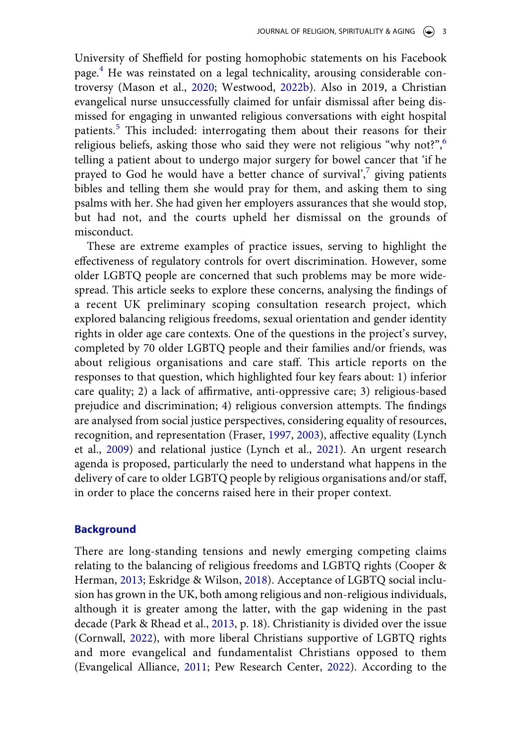University of Sheffield for posting homophobic statements on his Facebook page.[4] He was reinstated on a legal technicality, arousing considerable controversy (Mason et al., 2020; Westwood, 2022b). Also in 2019, a Christian evangelical nurse unsuccessfully claimed for unfair dismissal after being dismissed for engaging in unwanted religious conversations with eight hospital patients.[5] This included: interrogating them about their reasons for their religious beliefs, asking those who said they were not religious "why not?",[6] telling a patient about to undergo major surgery for bowel cancer that 'if he prayed to God he would have a better chance of survival',[7] giving patients bibles and telling them she would pray for them, and asking them to sing psalms with her. She had given her employers assurances that she would stop, but had not, and the courts upheld her dismissal on the grounds of misconduct.

These are extreme examples of practice issues, serving to highlight the effectiveness of regulatory controls for overt discrimination. However, some older LGBTQ people are concerned that such problems may be more widespread. This article seeks to explore these concerns, analysing the findings of a recent UK preliminary scoping consultation research project, which explored balancing religious freedoms, sexual orientation and gender identity rights in older age care contexts. One of the questions in the project's survey, completed by 70 older LGBTQ people and their families and/or friends, was about religious organisations and care staff. This article reports on the responses to that question, which highlighted four key fears about: 1) inferior care quality; 2) a lack of affirmative, anti-oppressive care; 3) religious-based prejudice and discrimination; 4) religious conversion attempts. The findings are analysed from social justice perspectives, considering equality of resources, recognition, and representation (Fraser, 1997, 2003), affective equality (Lynch et al., 2009) and relational justice (Lynch et al., 2021). An urgent research agenda is proposed, particularly the need to understand what happens in the delivery of care to older LGBTQ people by religious organisations and/or staff, in order to place the concerns raised here in their proper context.

## Background

There are long-standing tensions and newly emerging competing claims relating to the balancing of religious freedoms and LGBTQ rights (Cooper & Herman, 2013; Eskridge & Wilson, 2018). Acceptance of LGBTQ social inclusion has grown in the UK, both among religious and non-religious individuals, although it is greater among the latter, with the gap widening in the past decade (Park & Rhead et al., 2013, p. 18). Christianity is divided over the issue (Cornwall, 2022), with more liberal Christians supportive of LGBTQ rights and more evangelical and fundamentalist Christians opposed to them (Evangelical Alliance, 2011; Pew Research Center, 2022). According to the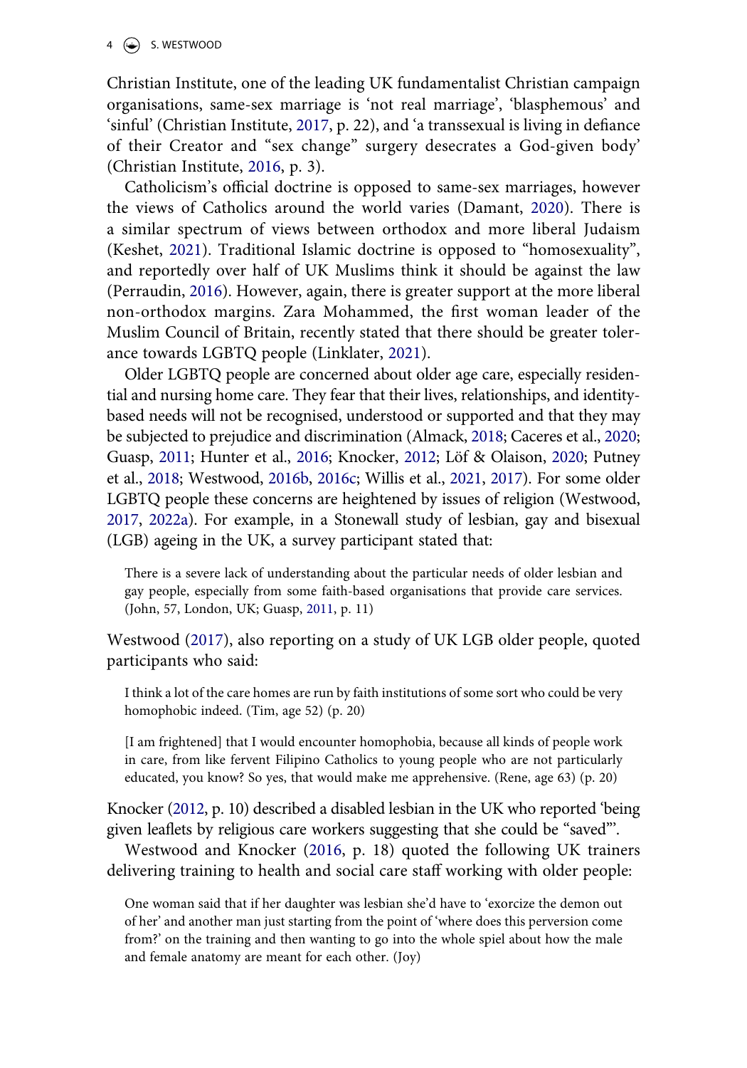Christian Institute, one of the leading UK fundamentalist Christian campaign organisations, same-sex marriage is 'not real marriage', 'blasphemous' and 'sinful' (Christian Institute, 2017, p. 22), and 'a transsexual is living in defiance of their Creator and "sex change" surgery desecrates a God-given body' (Christian Institute, 2016, p. 3).

Catholicism's official doctrine is opposed to same-sex marriages, however the views of Catholics around the world varies (Damant, 2020). There is a similar spectrum of views between orthodox and more liberal Judaism (Keshet, 2021). Traditional Islamic doctrine is opposed to "homosexuality", and reportedly over half of UK Muslims think it should be against the law (Perraudin, 2016). However, again, there is greater support at the more liberal non-orthodox margins. Zara Mohammed, the first woman leader of the Muslim Council of Britain, recently stated that there should be greater tolerance towards LGBTQ people (Linklater, 2021).

Older LGBTQ people are concerned about older age care, especially residential and nursing home care. They fear that their lives, relationships, and identity-based needs will not be recognised, understood or supported and that they may be subjected to prejudice and discrimination (Almack, 2018; Caceres et al., 2020; Guasp, 2011; Hunter et al., 2016; Knocker, 2012; Löf & Olaison, 2020; Putney et al., 2018; Westwood, 2016b, 2016c; Willis et al., 2021, 2017). For some older LGBTQ people these concerns are heightened by issues of religion (Westwood, 2017, 2022a). For example, in a Stonewall study of lesbian, gay and bisexual (LGB) ageing in the UK, a survey participant stated that:

> There is a severe lack of understanding about the particular needs of older lesbian and gay people, especially from some faith-based organisations that provide care services. (John, 57, London, UK; Guasp, 2011, p. 11)

Westwood (2017), also reporting on a study of UK LGB older people, quoted participants who said:

> I think a lot of the care homes are run by faith institutions of some sort who could be very homophobic indeed. (Tim, age 52) (p. 20)

> [I am frightened] that I would encounter homophobia, because all kinds of people work in care, from like fervent Filipino Catholics to young people who are not particularly educated, you know? So yes, that would make me apprehensive. (Rene, age 63) (p. 20)

Knocker (2012, p. 10) described a disabled lesbian in the UK who reported 'being given leaflets by religious care workers suggesting that she could be "saved"'.

Westwood and Knocker (2016, p. 18) quoted the following UK trainers delivering training to health and social care staff working with older people:

> One woman said that if her daughter was lesbian she'd have to 'exorcize the demon out of her' and another man just starting from the point of 'where does this perversion come from?' on the training and then wanting to go into the whole spiel about how the male and female anatomy are meant for each other. (Joy)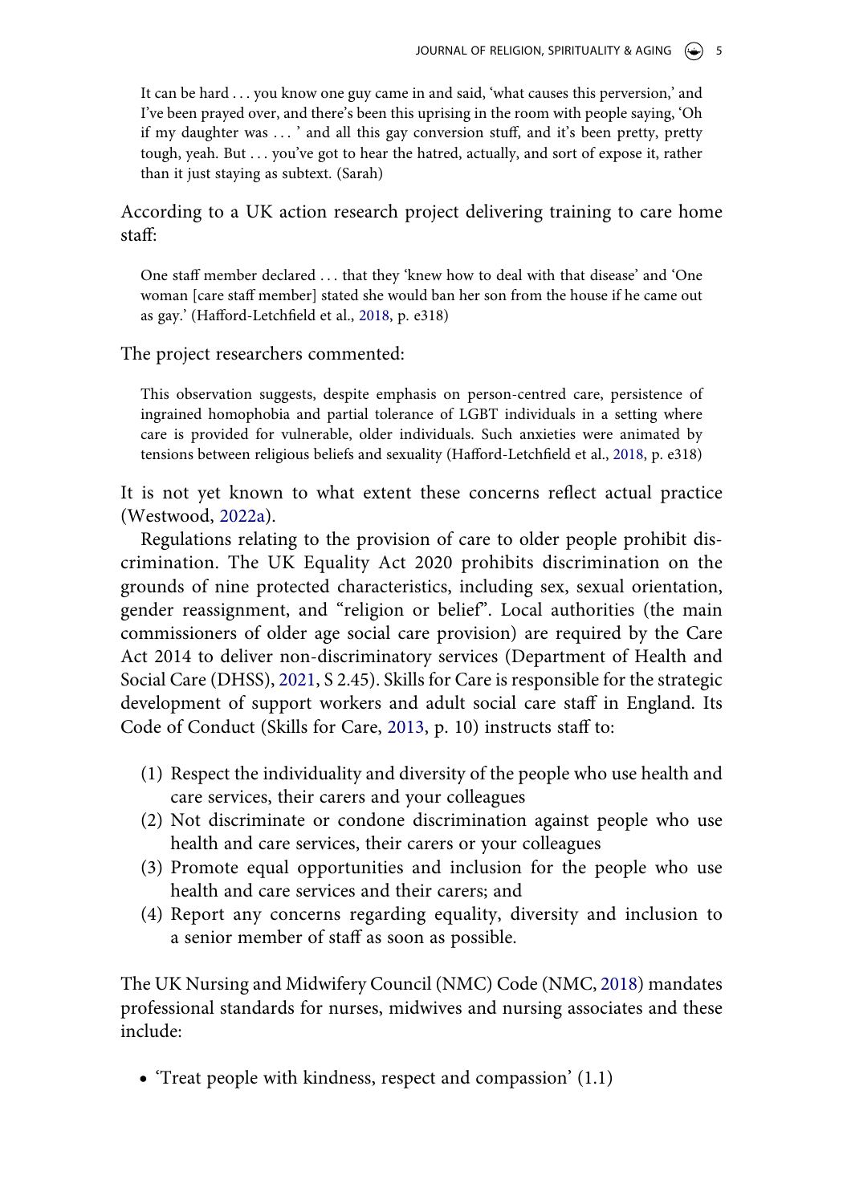> It can be hard . . . you know one guy came in and said, 'what causes this perversion,' and I've been prayed over, and there's been this uprising in the room with people saying, 'Oh if my daughter was . . . ' and all this gay conversion stuff, and it's been pretty, pretty tough, yeah. But . . . you've got to hear the hatred, actually, and sort of expose it, rather than it just staying as subtext. (Sarah)

According to a UK action research project delivering training to care home staff:

> One staff member declared . . . that they 'knew how to deal with that disease' and 'One woman [care staff member] stated she would ban her son from the house if he came out as gay.' (Hafford-Letchfield et al., 2018, p. e318)

The project researchers commented:

> This observation suggests, despite emphasis on person-centred care, persistence of ingrained homophobia and partial tolerance of LGBT individuals in a setting where care is provided for vulnerable, older individuals. Such anxieties were animated by tensions between religious beliefs and sexuality (Hafford-Letchfield et al., 2018, p. e318)

It is not yet known to what extent these concerns reflect actual practice (Westwood, 2022a).

Regulations relating to the provision of care to older people prohibit discrimination. The UK Equality Act 2020 prohibits discrimination on the grounds of nine protected characteristics, including sex, sexual orientation, gender reassignment, and "religion or belief". Local authorities (the main commissioners of older age social care provision) are required by the Care Act 2014 to deliver non-discriminatory services (Department of Health and Social Care (DHSS), 2021, S 2.45). Skills for Care is responsible for the strategic development of support workers and adult social care staff in England. Its Code of Conduct (Skills for Care, 2013, p. 10) instructs staff to:

1. Respect the individuality and diversity of the people who use health and care services, their carers and your colleagues
2. Not discriminate or condone discrimination against people who use health and care services, their carers or your colleagues
3. Promote equal opportunities and inclusion for the people who use health and care services and their carers; and
4. Report any concerns regarding equality, diversity and inclusion to a senior member of staff as soon as possible.

The UK Nursing and Midwifery Council (NMC) Code (NMC, 2018) mandates professional standards for nurses, midwives and nursing associates and these include:

- 'Treat people with kindness, respect and compassion' (1.1)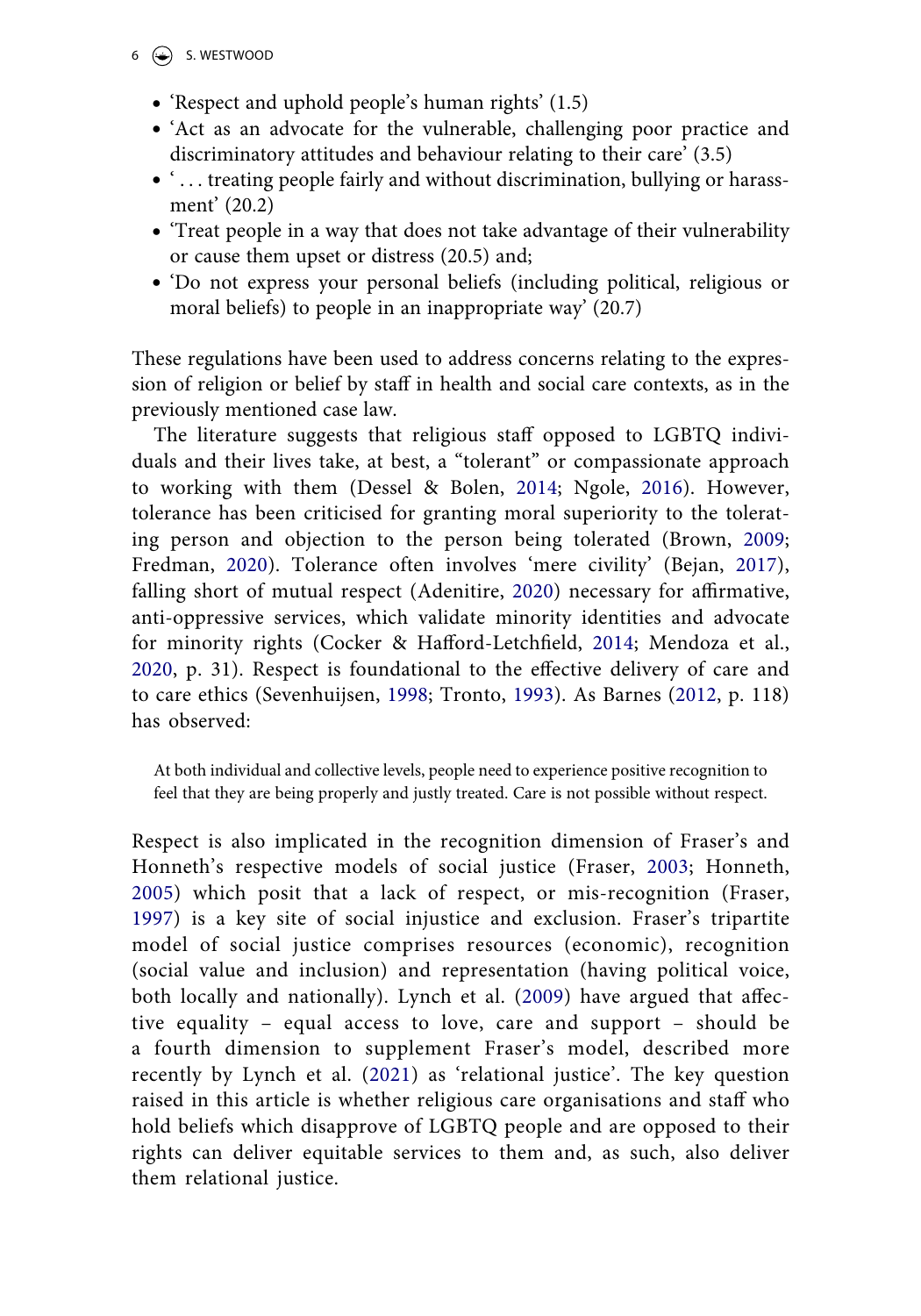- 'Respect and uphold people's human rights' (1.5)
- 'Act as an advocate for the vulnerable, challenging poor practice and discriminatory attitudes and behaviour relating to their care' (3.5)
- ' . . . treating people fairly and without discrimination, bullying or harassment' (20.2)
- 'Treat people in a way that does not take advantage of their vulnerability or cause them upset or distress (20.5) and;
- 'Do not express your personal beliefs (including political, religious or moral beliefs) to people in an inappropriate way' (20.7)

These regulations have been used to address concerns relating to the expression of religion or belief by staff in health and social care contexts, as in the previously mentioned case law.

The literature suggests that religious staff opposed to LGBTQ individuals and their lives take, at best, a "tolerant" or compassionate approach to working with them (Dessel & Bolen, 2014; Ngole, 2016). However, tolerance has been criticised for granting moral superiority to the tolerating person and objection to the person being tolerated (Brown, 2009; Fredman, 2020). Tolerance often involves 'mere civility' (Bejan, 2017), falling short of mutual respect (Adenitire, 2020) necessary for affirmative, anti-oppressive services, which validate minority identities and advocate for minority rights (Cocker & Hafford-Letchfield, 2014; Mendoza et al., 2020, p. 31). Respect is foundational to the effective delivery of care and to care ethics (Sevenhuijsen, 1998; Tronto, 1993). As Barnes (2012, p. 118) has observed:

> At both individual and collective levels, people need to experience positive recognition to feel that they are being properly and justly treated. Care is not possible without respect.

Respect is also implicated in the recognition dimension of Fraser's and Honneth's respective models of social justice (Fraser, 2003; Honneth, 2005) which posit that a lack of respect, or mis-recognition (Fraser, 1997) is a key site of social injustice and exclusion. Fraser's tripartite model of social justice comprises resources (economic), recognition (social value and inclusion) and representation (having political voice, both locally and nationally). Lynch et al. (2009) have argued that affective equality – equal access to love, care and support – should be a fourth dimension to supplement Fraser's model, described more recently by Lynch et al. (2021) as 'relational justice'. The key question raised in this article is whether religious care organisations and staff who hold beliefs which disapprove of LGBTQ people and are opposed to their rights can deliver equitable services to them and, as such, also deliver them relational justice.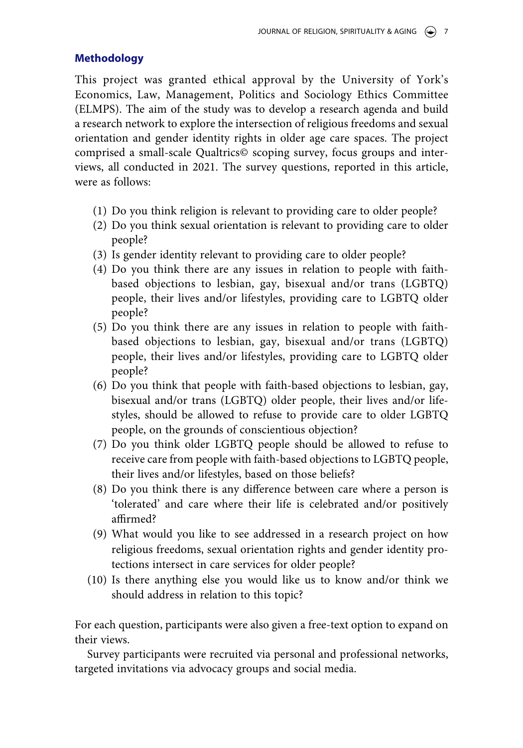## Methodology

This project was granted ethical approval by the University of York's Economics, Law, Management, Politics and Sociology Ethics Committee (ELMPS). The aim of the study was to develop a research agenda and build a research network to explore the intersection of religious freedoms and sexual orientation and gender identity rights in older age care spaces. The project comprised a small-scale Qualtrics© scoping survey, focus groups and interviews, all conducted in 2021. The survey questions, reported in this article, were as follows:

(1) Do you think religion is relevant to providing care to older people?
(2) Do you think sexual orientation is relevant to providing care to older people?
(3) Is gender identity relevant to providing care to older people?
(4) Do you think there are any issues in relation to people with faith-based objections to lesbian, gay, bisexual and/or trans (LGBTQ) people, their lives and/or lifestyles, providing care to LGBTQ older people?
(5) Do you think there are any issues in relation to people with faith-based objections to lesbian, gay, bisexual and/or trans (LGBTQ) people, their lives and/or lifestyles, providing care to LGBTQ older people?
(6) Do you think that people with faith-based objections to lesbian, gay, bisexual and/or trans (LGBTQ) older people, their lives and/or lifestyles, should be allowed to refuse to provide care to older LGBTQ people, on the grounds of conscientious objection?
(7) Do you think older LGBTQ people should be allowed to refuse to receive care from people with faith-based objections to LGBTQ people, their lives and/or lifestyles, based on those beliefs?
(8) Do you think there is any difference between care where a person is 'tolerated' and care where their life is celebrated and/or positively affirmed?
(9) What would you like to see addressed in a research project on how religious freedoms, sexual orientation rights and gender identity protections intersect in care services for older people?
(10) Is there anything else you would like us to know and/or think we should address in relation to this topic?

For each question, participants were also given a free-text option to expand on their views.

Survey participants were recruited via personal and professional networks, targeted invitations via advocacy groups and social media.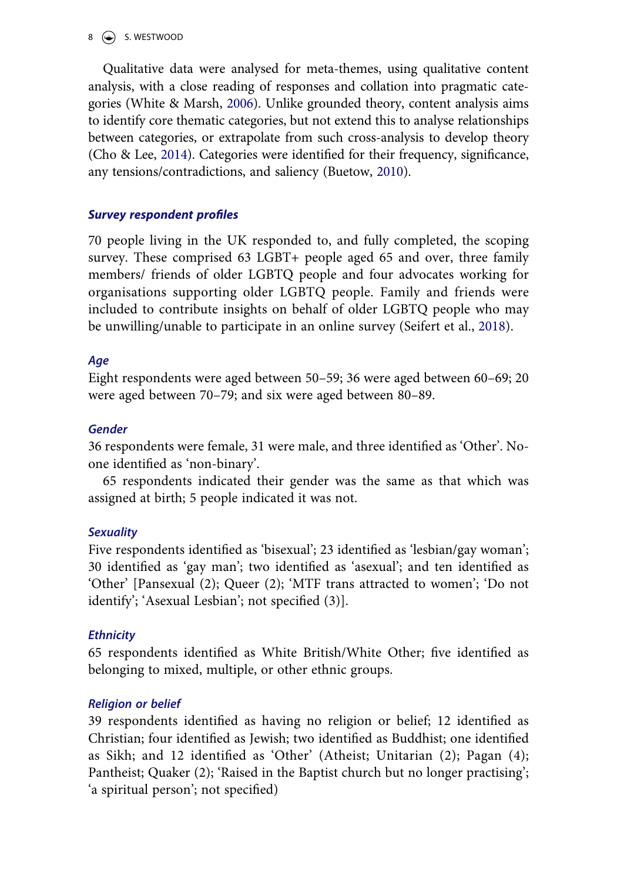Qualitative data were analysed for meta-themes, using qualitative content analysis, with a close reading of responses and collation into pragmatic categories (White & Marsh, 2006). Unlike grounded theory, content analysis aims to identify core thematic categories, but not extend this to analyse relationships between categories, or extrapolate from such cross-analysis to develop theory (Cho & Lee, 2014). Categories were identified for their frequency, significance, any tensions/contradictions, and saliency (Buetow, 2010).

### *Survey respondent profiles*

70 people living in the UK responded to, and fully completed, the scoping survey. These comprised 63 LGBT+ people aged 65 and over, three family members/ friends of older LGBTQ people and four advocates working for organisations supporting older LGBTQ people. Family and friends were included to contribute insights on behalf of older LGBTQ people who may be unwilling/unable to participate in an online survey (Seifert et al., 2018).

#### *Age*

Eight respondents were aged between 50–59; 36 were aged between 60–69; 20 were aged between 70–79; and six were aged between 80–89.

#### *Gender*

36 respondents were female, 31 were male, and three identified as 'Other'. No-one identified as 'non-binary'.

65 respondents indicated their gender was the same as that which was assigned at birth; 5 people indicated it was not.

#### *Sexuality*

Five respondents identified as 'bisexual'; 23 identified as 'lesbian/gay woman'; 30 identified as 'gay man'; two identified as 'asexual'; and ten identified as 'Other' [Pansexual (2); Queer (2); 'MTF trans attracted to women'; 'Do not identify'; 'Asexual Lesbian'; not specified (3)].

#### *Ethnicity*

65 respondents identified as White British/White Other; five identified as belonging to mixed, multiple, or other ethnic groups.

#### *Religion or belief*

39 respondents identified as having no religion or belief; 12 identified as Christian; four identified as Jewish; two identified as Buddhist; one identified as Sikh; and 12 identified as 'Other' (Atheist; Unitarian (2); Pagan (4); Pantheist; Quaker (2); 'Raised in the Baptist church but no longer practising'; 'a spiritual person'; not specified)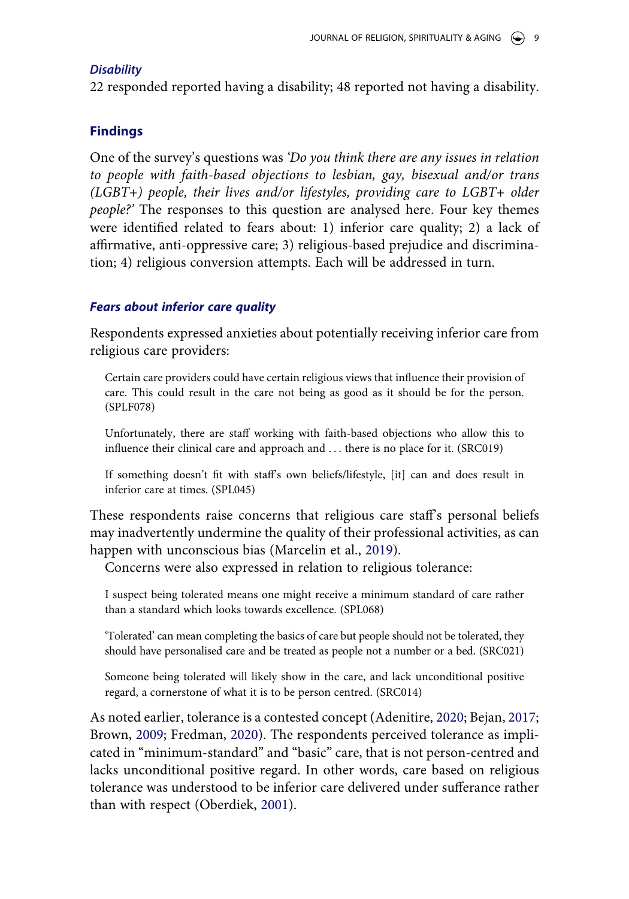### *Disability*

22 responded reported having a disability; 48 reported not having a disability.

## Findings

One of the survey's questions was *'Do you think there are any issues in relation to people with faith-based objections to lesbian, gay, bisexual and/or trans (LGBT+) people, their lives and/or lifestyles, providing care to LGBT+ older people?'* The responses to this question are analysed here. Four key themes were identified related to fears about: 1) inferior care quality; 2) a lack of affirmative, anti-oppressive care; 3) religious-based prejudice and discrimination; 4) religious conversion attempts. Each will be addressed in turn.

### *Fears about inferior care quality*

Respondents expressed anxieties about potentially receiving inferior care from religious care providers:

> Certain care providers could have certain religious views that influence their provision of care. This could result in the care not being as good as it should be for the person. (SPLF078)

> Unfortunately, there are staff working with faith-based objections who allow this to influence their clinical care and approach and . . . there is no place for it. (SRC019)

> If something doesn't fit with staff's own beliefs/lifestyle, [it] can and does result in inferior care at times. (SPL045)

These respondents raise concerns that religious care staff's personal beliefs may inadvertently undermine the quality of their professional activities, as can happen with unconscious bias (Marcelin et al., 2019).

Concerns were also expressed in relation to religious tolerance:

> I suspect being tolerated means one might receive a minimum standard of care rather than a standard which looks towards excellence. (SPL068)

> 'Tolerated' can mean completing the basics of care but people should not be tolerated, they should have personalised care and be treated as people not a number or a bed. (SRC021)

> Someone being tolerated will likely show in the care, and lack unconditional positive regard, a cornerstone of what it is to be person centred. (SRC014)

As noted earlier, tolerance is a contested concept (Adenitire, 2020; Bejan, 2017; Brown, 2009; Fredman, 2020). The respondents perceived tolerance as implicated in "minimum-standard" and "basic" care, that is not person-centred and lacks unconditional positive regard. In other words, care based on religious tolerance was understood to be inferior care delivered under sufferance rather than with respect (Oberdiek, 2001).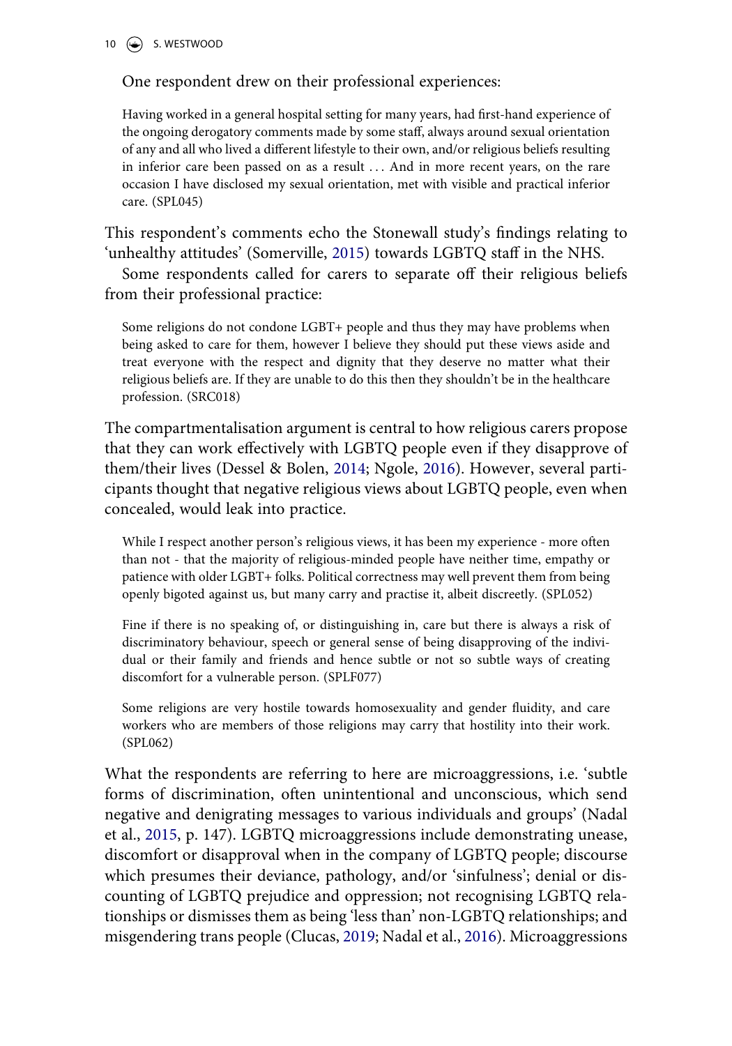One respondent drew on their professional experiences:

> Having worked in a general hospital setting for many years, had first-hand experience of the ongoing derogatory comments made by some staff, always around sexual orientation of any and all who lived a different lifestyle to their own, and/or religious beliefs resulting in inferior care been passed on as a result … And in more recent years, on the rare occasion I have disclosed my sexual orientation, met with visible and practical inferior care. (SPL045)

This respondent's comments echo the Stonewall study's findings relating to 'unhealthy attitudes' (Somerville, 2015) towards LGBTQ staff in the NHS.

Some respondents called for carers to separate off their religious beliefs from their professional practice:

> Some religions do not condone LGBT+ people and thus they may have problems when being asked to care for them, however I believe they should put these views aside and treat everyone with the respect and dignity that they deserve no matter what their religious beliefs are. If they are unable to do this then they shouldn't be in the healthcare profession. (SRC018)

The compartmentalisation argument is central to how religious carers propose that they can work effectively with LGBTQ people even if they disapprove of them/their lives (Dessel & Bolen, 2014; Ngole, 2016). However, several participants thought that negative religious views about LGBTQ people, even when concealed, would leak into practice.

> While I respect another person's religious views, it has been my experience - more often than not - that the majority of religious-minded people have neither time, empathy or patience with older LGBT+ folks. Political correctness may well prevent them from being openly bigoted against us, but many carry and practise it, albeit discreetly. (SPL052)

> Fine if there is no speaking of, or distinguishing in, care but there is always a risk of discriminatory behaviour, speech or general sense of being disapproving of the individual or their family and friends and hence subtle or not so subtle ways of creating discomfort for a vulnerable person. (SPLF077)

> Some religions are very hostile towards homosexuality and gender fluidity, and care workers who are members of those religions may carry that hostility into their work. (SPL062)

What the respondents are referring to here are microaggressions, i.e. 'subtle forms of discrimination, often unintentional and unconscious, which send negative and denigrating messages to various individuals and groups' (Nadal et al., 2015, p. 147). LGBTQ microaggressions include demonstrating unease, discomfort or disapproval when in the company of LGBTQ people; discourse which presumes their deviance, pathology, and/or 'sinfulness'; denial or discounting of LGBTQ prejudice and oppression; not recognising LGBTQ relationships or dismisses them as being 'less than' non-LGBTQ relationships; and misgendering trans people (Clucas, 2019; Nadal et al., 2016). Microaggressions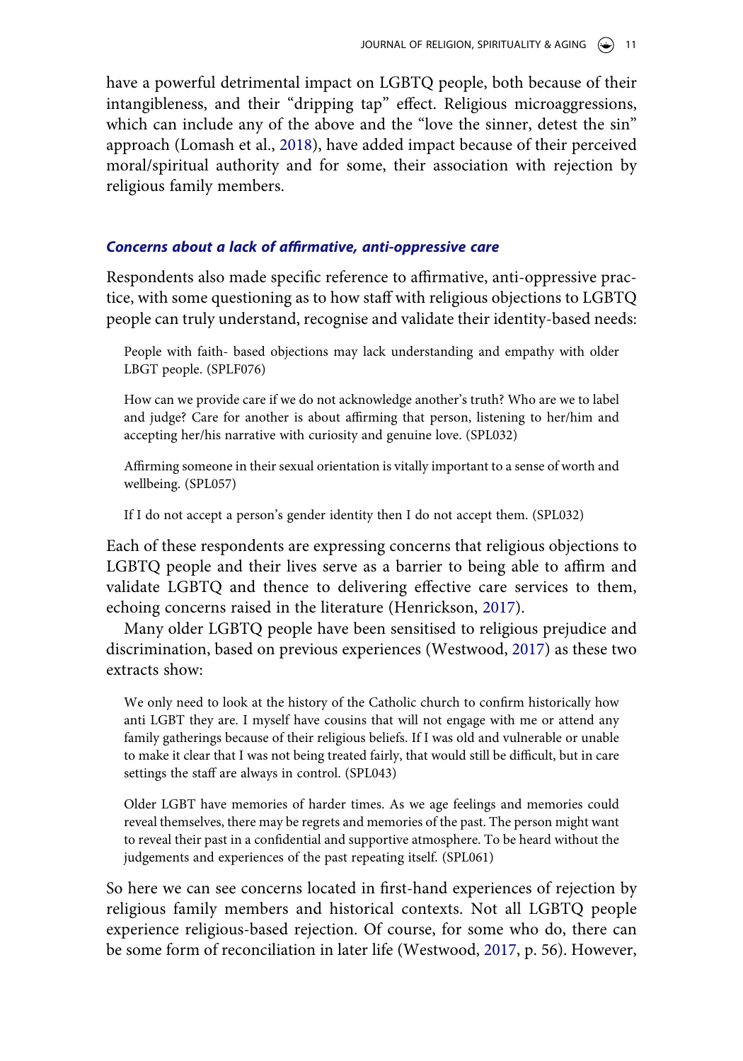have a powerful detrimental impact on LGBTQ people, both because of their intangibleness, and their "dripping tap" effect. Religious microaggressions, which can include any of the above and the "love the sinner, detest the sin" approach (Lomash et al., 2018), have added impact because of their perceived moral/spiritual authority and for some, their association with rejection by religious family members.

### *Concerns about a lack of affirmative, anti-oppressive care*

Respondents also made specific reference to affirmative, anti-oppressive practice, with some questioning as to how staff with religious objections to LGBTQ people can truly understand, recognise and validate their identity-based needs:

> People with faith- based objections may lack understanding and empathy with older LBGT people. (SPLF076)

> How can we provide care if we do not acknowledge another's truth? Who are we to label and judge? Care for another is about affirming that person, listening to her/him and accepting her/his narrative with curiosity and genuine love. (SPL032)

> Affirming someone in their sexual orientation is vitally important to a sense of worth and wellbeing. (SPL057)

> If I do not accept a person's gender identity then I do not accept them. (SPL032)

Each of these respondents are expressing concerns that religious objections to LGBTQ people and their lives serve as a barrier to being able to affirm and validate LGBTQ and thence to delivering effective care services to them, echoing concerns raised in the literature (Henrickson, 2017).

Many older LGBTQ people have been sensitised to religious prejudice and discrimination, based on previous experiences (Westwood, 2017) as these two extracts show:

> We only need to look at the history of the Catholic church to confirm historically how anti LGBT they are. I myself have cousins that will not engage with me or attend any family gatherings because of their religious beliefs. If I was old and vulnerable or unable to make it clear that I was not being treated fairly, that would still be difficult, but in care settings the staff are always in control. (SPL043)

> Older LGBT have memories of harder times. As we age feelings and memories could reveal themselves, there may be regrets and memories of the past. The person might want to reveal their past in a confidential and supportive atmosphere. To be heard without the judgements and experiences of the past repeating itself. (SPL061)

So here we can see concerns located in first-hand experiences of rejection by religious family members and historical contexts. Not all LGBTQ people experience religious-based rejection. Of course, for some who do, there can be some form of reconciliation in later life (Westwood, 2017, p. 56). However,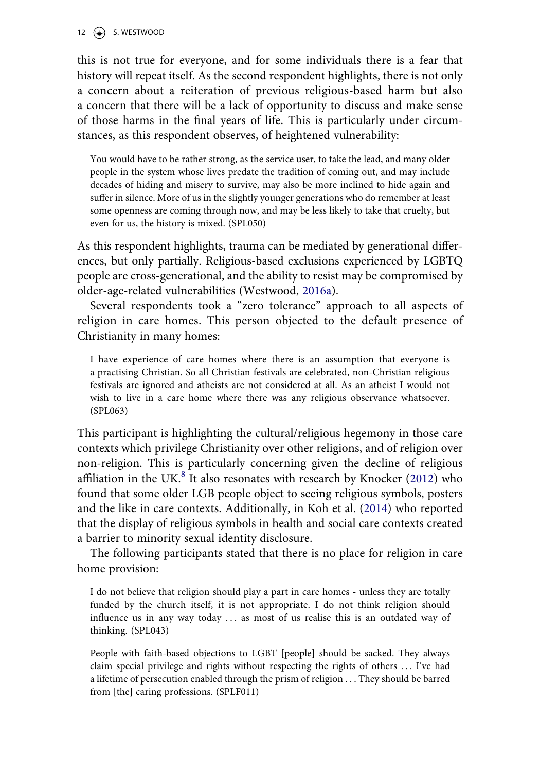this is not true for everyone, and for some individuals there is a fear that history will repeat itself. As the second respondent highlights, there is not only a concern about a reiteration of previous religious-based harm but also a concern that there will be a lack of opportunity to discuss and make sense of those harms in the final years of life. This is particularly under circumstances, as this respondent observes, of heightened vulnerability:

> You would have to be rather strong, as the service user, to take the lead, and many older people in the system whose lives predate the tradition of coming out, and may include decades of hiding and misery to survive, may also be more inclined to hide again and suffer in silence. More of us in the slightly younger generations who do remember at least some openness are coming through now, and may be less likely to take that cruelty, but even for us, the history is mixed. (SPL050)

As this respondent highlights, trauma can be mediated by generational differences, but only partially. Religious-based exclusions experienced by LGBTQ people are cross-generational, and the ability to resist may be compromised by older-age-related vulnerabilities (Westwood, 2016a).

Several respondents took a "zero tolerance" approach to all aspects of religion in care homes. This person objected to the default presence of Christianity in many homes:

> I have experience of care homes where there is an assumption that everyone is a practising Christian. So all Christian festivals are celebrated, non-Christian religious festivals are ignored and atheists are not considered at all. As an atheist I would not wish to live in a care home where there was any religious observance whatsoever. (SPL063)

This participant is highlighting the cultural/religious hegemony in those care contexts which privilege Christianity over other religions, and of religion over non-religion. This is particularly concerning given the decline of religious affiliation in the UK.[8] It also resonates with research by Knocker (2012) who found that some older LGB people object to seeing religious symbols, posters and the like in care contexts. Additionally, in Koh et al. (2014) who reported that the display of religious symbols in health and social care contexts created a barrier to minority sexual identity disclosure.

The following participants stated that there is no place for religion in care home provision:

> I do not believe that religion should play a part in care homes - unless they are totally funded by the church itself, it is not appropriate. I do not think religion should influence us in any way today ... as most of us realise this is an outdated way of thinking. (SPL043)

> People with faith-based objections to LGBT [people] should be sacked. They always claim special privilege and rights without respecting the rights of others ... I've had a lifetime of persecution enabled through the prism of religion ... They should be barred from [the] caring professions. (SPLF011)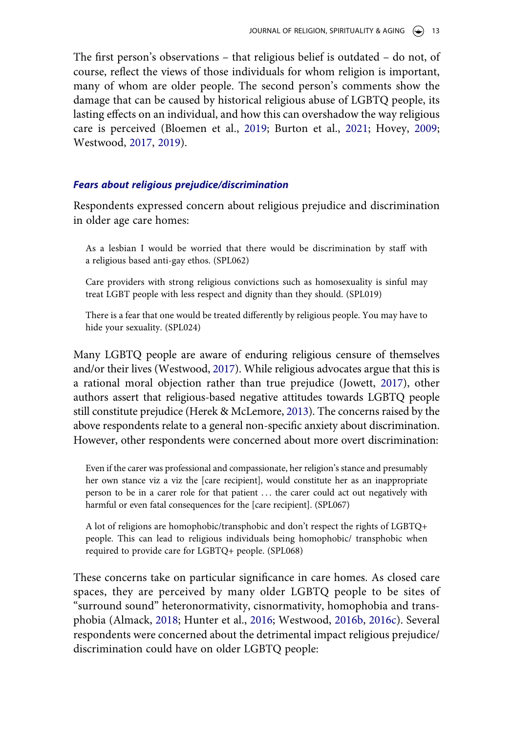The first person's observations – that religious belief is outdated – do not, of course, reflect the views of those individuals for whom religion is important, many of whom are older people. The second person's comments show the damage that can be caused by historical religious abuse of LGBTQ people, its lasting effects on an individual, and how this can overshadow the way religious care is perceived (Bloemen et al., 2019; Burton et al., 2021; Hovey, 2009; Westwood, 2017, 2019).

### *Fears about religious prejudice/discrimination*

Respondents expressed concern about religious prejudice and discrimination in older age care homes:

> As a lesbian I would be worried that there would be discrimination by staff with a religious based anti-gay ethos. (SPL062)

> Care providers with strong religious convictions such as homosexuality is sinful may treat LGBT people with less respect and dignity than they should. (SPL019)

> There is a fear that one would be treated differently by religious people. You may have to hide your sexuality. (SPL024)

Many LGBTQ people are aware of enduring religious censure of themselves and/or their lives (Westwood, 2017). While religious advocates argue that this is a rational moral objection rather than true prejudice (Jowett, 2017), other authors assert that religious-based negative attitudes towards LGBTQ people still constitute prejudice (Herek & McLemore, 2013). The concerns raised by the above respondents relate to a general non-specific anxiety about discrimination. However, other respondents were concerned about more overt discrimination:

> Even if the carer was professional and compassionate, her religion's stance and presumably her own stance viz a viz the [care recipient], would constitute her as an inappropriate person to be in a carer role for that patient … the carer could act out negatively with harmful or even fatal consequences for the [care recipient]. (SPL067)

> A lot of religions are homophobic/transphobic and don't respect the rights of LGBTQ+ people. This can lead to religious individuals being homophobic/ transphobic when required to provide care for LGBTQ+ people. (SPL068)

These concerns take on particular significance in care homes. As closed care spaces, they are perceived by many older LGBTQ people to be sites of "surround sound" heteronormativity, cisnormativity, homophobia and transphobia (Almack, 2018; Hunter et al., 2016; Westwood, 2016b, 2016c). Several respondents were concerned about the detrimental impact religious prejudice/ discrimination could have on older LGBTQ people: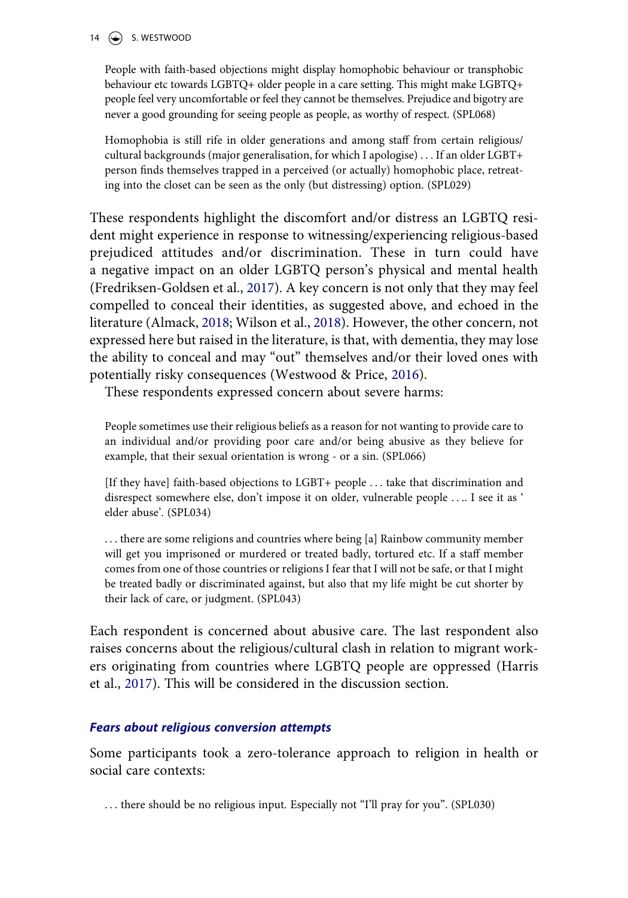> People with faith-based objections might display homophobic behaviour or transphobic behaviour etc towards LGBTQ+ older people in a care setting. This might make LGBTQ+ people feel very uncomfortable or feel they cannot be themselves. Prejudice and bigotry are never a good grounding for seeing people as people, as worthy of respect. (SPL068)

> Homophobia is still rife in older generations and among staff from certain religious/cultural backgrounds (major generalisation, for which I apologise) . . . If an older LGBT+ person finds themselves trapped in a perceived (or actually) homophobic place, retreating into the closet can be seen as the only (but distressing) option. (SPL029)

These respondents highlight the discomfort and/or distress an LGBTQ resident might experience in response to witnessing/experiencing religious-based prejudiced attitudes and/or discrimination. These in turn could have a negative impact on an older LGBTQ person's physical and mental health (Fredriksen-Goldsen et al., 2017). A key concern is not only that they may feel compelled to conceal their identities, as suggested above, and echoed in the literature (Almack, 2018; Wilson et al., 2018). However, the other concern, not expressed here but raised in the literature, is that, with dementia, they may lose the ability to conceal and may "out" themselves and/or their loved ones with potentially risky consequences (Westwood & Price, 2016).

These respondents expressed concern about severe harms:

> People sometimes use their religious beliefs as a reason for not wanting to provide care to an individual and/or providing poor care and/or being abusive as they believe for example, that their sexual orientation is wrong - or a sin. (SPL066)

> [If they have] faith-based objections to LGBT+ people . . . take that discrimination and disrespect somewhere else, don't impose it on older, vulnerable people . . .. I see it as ' elder abuse'. (SPL034)

> . . . there are some religions and countries where being [a] Rainbow community member will get you imprisoned or murdered or treated badly, tortured etc. If a staff member comes from one of those countries or religions I fear that I will not be safe, or that I might be treated badly or discriminated against, but also that my life might be cut shorter by their lack of care, or judgment. (SPL043)

Each respondent is concerned about abusive care. The last respondent also raises concerns about the religious/cultural clash in relation to migrant workers originating from countries where LGBTQ people are oppressed (Harris et al., 2017). This will be considered in the discussion section.

### *Fears about religious conversion attempts*

Some participants took a zero-tolerance approach to religion in health or social care contexts:

> . . . there should be no religious input. Especially not "I'll pray for you". (SPL030)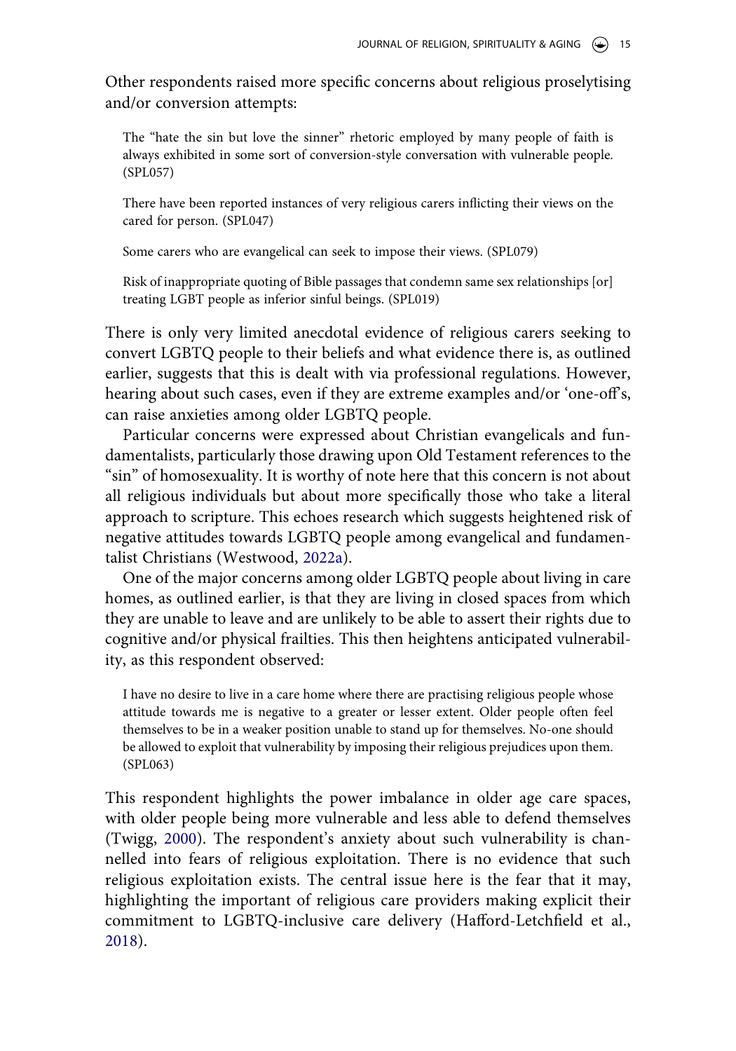Other respondents raised more specific concerns about religious proselytising and/or conversion attempts:

> The "hate the sin but love the sinner" rhetoric employed by many people of faith is always exhibited in some sort of conversion-style conversation with vulnerable people. (SPL057)

> There have been reported instances of very religious carers inflicting their views on the cared for person. (SPL047)

> Some carers who are evangelical can seek to impose their views. (SPL079)

> Risk of inappropriate quoting of Bible passages that condemn same sex relationships [or] treating LGBT people as inferior sinful beings. (SPL019)

There is only very limited anecdotal evidence of religious carers seeking to convert LGBTQ people to their beliefs and what evidence there is, as outlined earlier, suggests that this is dealt with via professional regulations. However, hearing about such cases, even if they are extreme examples and/or 'one-off's, can raise anxieties among older LGBTQ people.

Particular concerns were expressed about Christian evangelicals and fundamentalists, particularly those drawing upon Old Testament references to the "sin" of homosexuality. It is worthy of note here that this concern is not about all religious individuals but about more specifically those who take a literal approach to scripture. This echoes research which suggests heightened risk of negative attitudes towards LGBTQ people among evangelical and fundamentalist Christians (Westwood, 2022a).

One of the major concerns among older LGBTQ people about living in care homes, as outlined earlier, is that they are living in closed spaces from which they are unable to leave and are unlikely to be able to assert their rights due to cognitive and/or physical frailties. This then heightens anticipated vulnerability, as this respondent observed:

> I have no desire to live in a care home where there are practising religious people whose attitude towards me is negative to a greater or lesser extent. Older people often feel themselves to be in a weaker position unable to stand up for themselves. No-one should be allowed to exploit that vulnerability by imposing their religious prejudices upon them. (SPL063)

This respondent highlights the power imbalance in older age care spaces, with older people being more vulnerable and less able to defend themselves (Twigg, 2000). The respondent's anxiety about such vulnerability is channelled into fears of religious exploitation. There is no evidence that such religious exploitation exists. The central issue here is the fear that it may, highlighting the important of religious care providers making explicit their commitment to LGBTQ-inclusive care delivery (Hafford-Letchfield et al., 2018).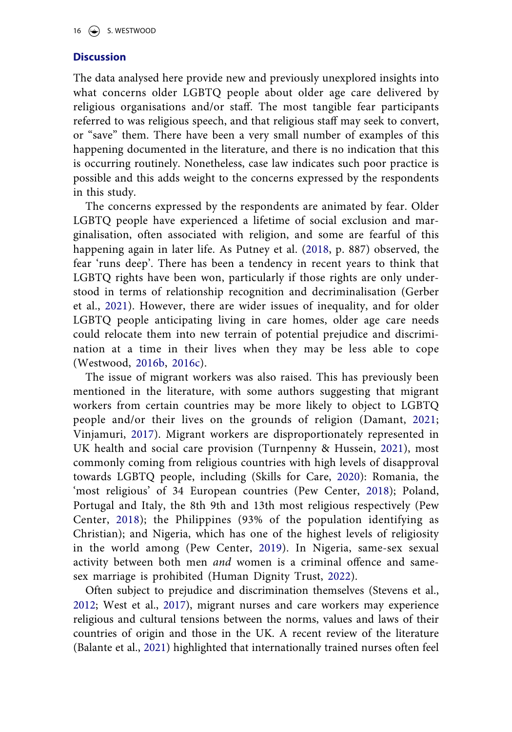## Discussion

The data analysed here provide new and previously unexplored insights into what concerns older LGBTQ people about older age care delivered by religious organisations and/or staff. The most tangible fear participants referred to was religious speech, and that religious staff may seek to convert, or "save" them. There have been a very small number of examples of this happening documented in the literature, and there is no indication that this is occurring routinely. Nonetheless, case law indicates such poor practice is possible and this adds weight to the concerns expressed by the respondents in this study.

The concerns expressed by the respondents are animated by fear. Older LGBTQ people have experienced a lifetime of social exclusion and marginalisation, often associated with religion, and some are fearful of this happening again in later life. As Putney et al. (2018, p. 887) observed, the fear 'runs deep'. There has been a tendency in recent years to think that LGBTQ rights have been won, particularly if those rights are only understood in terms of relationship recognition and decriminalisation (Gerber et al., 2021). However, there are wider issues of inequality, and for older LGBTQ people anticipating living in care homes, older age care needs could relocate them into new terrain of potential prejudice and discrimination at a time in their lives when they may be less able to cope (Westwood, 2016b, 2016c).

The issue of migrant workers was also raised. This has previously been mentioned in the literature, with some authors suggesting that migrant workers from certain countries may be more likely to object to LGBTQ people and/or their lives on the grounds of religion (Damant, 2021; Vinjamuri, 2017). Migrant workers are disproportionately represented in UK health and social care provision (Turnpenny & Hussein, 2021), most commonly coming from religious countries with high levels of disapproval towards LGBTQ people, including (Skills for Care, 2020): Romania, the 'most religious' of 34 European countries (Pew Center, 2018); Poland, Portugal and Italy, the 8th 9th and 13th most religious respectively (Pew Center, 2018); the Philippines (93% of the population identifying as Christian); and Nigeria, which has one of the highest levels of religiosity in the world among (Pew Center, 2019). In Nigeria, same-sex sexual activity between both men *and* women is a criminal offence and same-sex marriage is prohibited (Human Dignity Trust, 2022).

Often subject to prejudice and discrimination themselves (Stevens et al., 2012; West et al., 2017), migrant nurses and care workers may experience religious and cultural tensions between the norms, values and laws of their countries of origin and those in the UK. A recent review of the literature (Balante et al., 2021) highlighted that internationally trained nurses often feel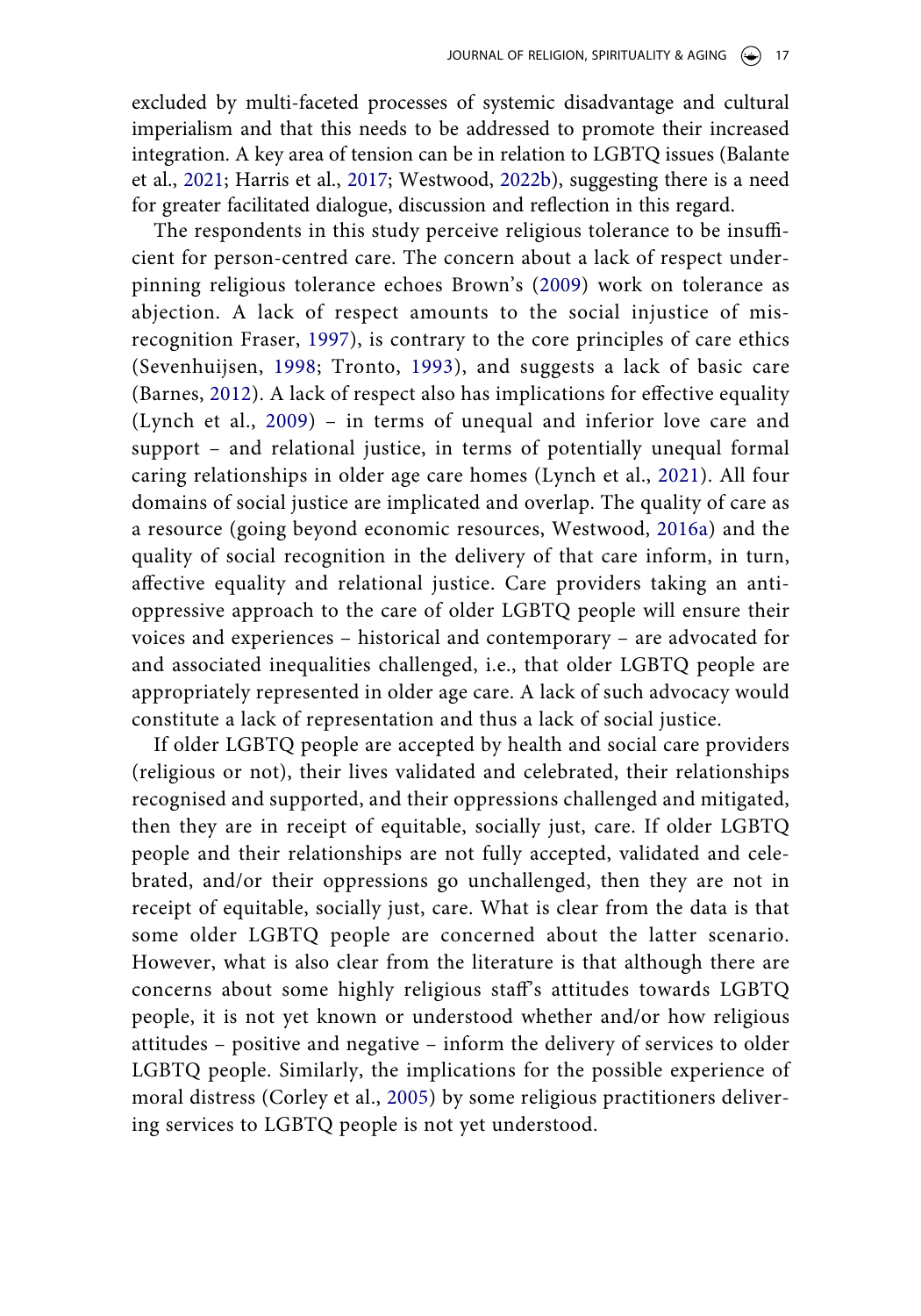excluded by multi-faceted processes of systemic disadvantage and cultural imperialism and that this needs to be addressed to promote their increased integration. A key area of tension can be in relation to LGBTQ issues (Balante et al., 2021; Harris et al., 2017; Westwood, 2022b), suggesting there is a need for greater facilitated dialogue, discussion and reflection in this regard.

The respondents in this study perceive religious tolerance to be insufficient for person-centred care. The concern about a lack of respect underpinning religious tolerance echoes Brown's (2009) work on tolerance as abjection. A lack of respect amounts to the social injustice of misrecognition Fraser, 1997), is contrary to the core principles of care ethics (Sevenhuijsen, 1998; Tronto, 1993), and suggests a lack of basic care (Barnes, 2012). A lack of respect also has implications for effective equality (Lynch et al., 2009) – in terms of unequal and inferior love care and support – and relational justice, in terms of potentially unequal formal caring relationships in older age care homes (Lynch et al., 2021). All four domains of social justice are implicated and overlap. The quality of care as a resource (going beyond economic resources, Westwood, 2016a) and the quality of social recognition in the delivery of that care inform, in turn, affective equality and relational justice. Care providers taking an anti-oppressive approach to the care of older LGBTQ people will ensure their voices and experiences – historical and contemporary – are advocated for and associated inequalities challenged, i.e., that older LGBTQ people are appropriately represented in older age care. A lack of such advocacy would constitute a lack of representation and thus a lack of social justice.

If older LGBTQ people are accepted by health and social care providers (religious or not), their lives validated and celebrated, their relationships recognised and supported, and their oppressions challenged and mitigated, then they are in receipt of equitable, socially just, care. If older LGBTQ people and their relationships are not fully accepted, validated and celebrated, and/or their oppressions go unchallenged, then they are not in receipt of equitable, socially just, care. What is clear from the data is that some older LGBTQ people are concerned about the latter scenario. However, what is also clear from the literature is that although there are concerns about some highly religious staff's attitudes towards LGBTQ people, it is not yet known or understood whether and/or how religious attitudes – positive and negative – inform the delivery of services to older LGBTQ people. Similarly, the implications for the possible experience of moral distress (Corley et al., 2005) by some religious practitioners delivering services to LGBTQ people is not yet understood.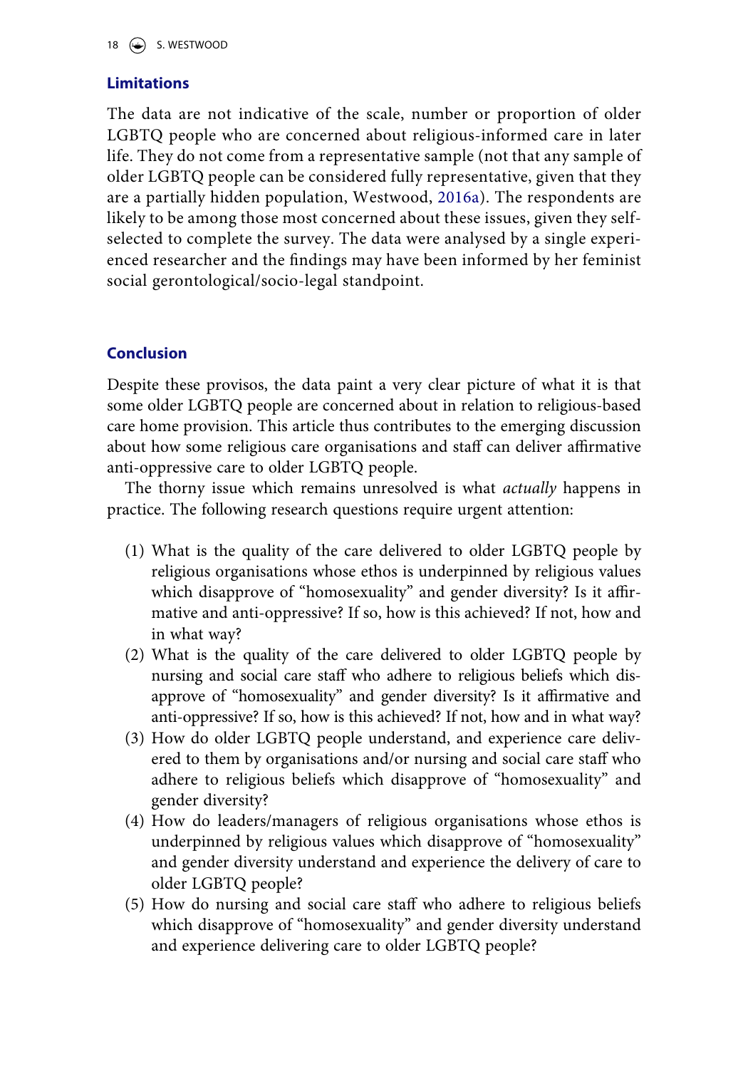## Limitations

The data are not indicative of the scale, number or proportion of older LGBTQ people who are concerned about religious-informed care in later life. They do not come from a representative sample (not that any sample of older LGBTQ people can be considered fully representative, given that they are a partially hidden population, Westwood, 2016a). The respondents are likely to be among those most concerned about these issues, given they self-selected to complete the survey. The data were analysed by a single experienced researcher and the findings may have been informed by her feminist social gerontological/socio-legal standpoint.

## Conclusion

Despite these provisos, the data paint a very clear picture of what it is that some older LGBTQ people are concerned about in relation to religious-based care home provision. This article thus contributes to the emerging discussion about how some religious care organisations and staff can deliver affirmative anti-oppressive care to older LGBTQ people.

The thorny issue which remains unresolved is what *actually* happens in practice. The following research questions require urgent attention:

(1) What is the quality of the care delivered to older LGBTQ people by religious organisations whose ethos is underpinned by religious values which disapprove of "homosexuality" and gender diversity? Is it affirmative and anti-oppressive? If so, how is this achieved? If not, how and in what way?
(2) What is the quality of the care delivered to older LGBTQ people by nursing and social care staff who adhere to religious beliefs which disapprove of "homosexuality" and gender diversity? Is it affirmative and anti-oppressive? If so, how is this achieved? If not, how and in what way?
(3) How do older LGBTQ people understand, and experience care delivered to them by organisations and/or nursing and social care staff who adhere to religious beliefs which disapprove of "homosexuality" and gender diversity?
(4) How do leaders/managers of religious organisations whose ethos is underpinned by religious values which disapprove of "homosexuality" and gender diversity understand and experience the delivery of care to older LGBTQ people?
(5) How do nursing and social care staff who adhere to religious beliefs which disapprove of "homosexuality" and gender diversity understand and experience delivering care to older LGBTQ people?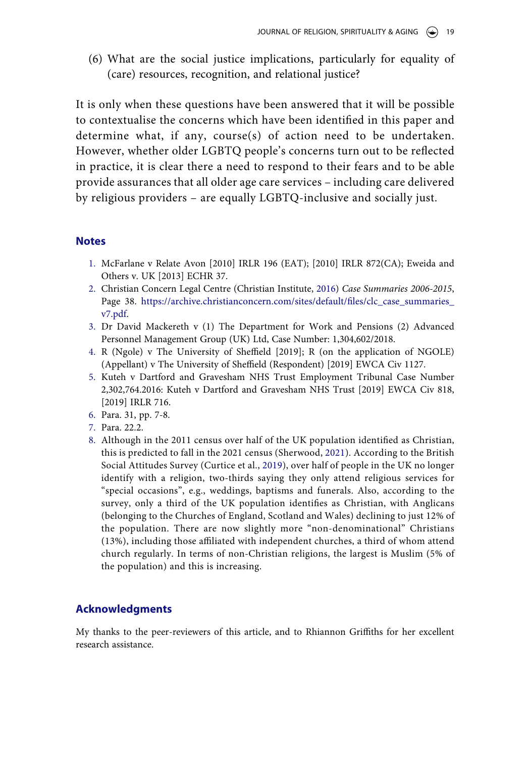(6) What are the social justice implications, particularly for equality of (care) resources, recognition, and relational justice?

It is only when these questions have been answered that it will be possible to contextualise the concerns which have been identified in this paper and determine what, if any, course(s) of action need to be undertaken. However, whether older LGBTQ people's concerns turn out to be reflected in practice, it is clear there a need to respond to their fears and to be able provide assurances that all older age care services – including care delivered by religious providers – are equally LGBTQ-inclusive and socially just.

## Notes

1. McFarlane v Relate Avon [2010] IRLR 196 (EAT); [2010] IRLR 872(CA); Eweida and Others v. UK [2013] ECHR 37.
2. Christian Concern Legal Centre (Christian Institute, 2016) *Case Summaries 2006-2015*, Page 38. https://archive.christianconcern.com/sites/default/files/clc_case_summaries_v7.pdf.
3. Dr David Mackereth v (1) The Department for Work and Pensions (2) Advanced Personnel Management Group (UK) Ltd, Case Number: 1,304,602/2018.
4. R (Ngole) v The University of Sheffield [2019]; R (on the application of NGOLE) (Appellant) v The University of Sheffield (Respondent) [2019] EWCA Civ 1127.
5. Kuteh v Dartford and Gravesham NHS Trust Employment Tribunal Case Number 2,302,764.2016: Kuteh v Dartford and Gravesham NHS Trust [2019] EWCA Civ 818, [2019] IRLR 716.
6. Para. 31, pp. 7-8.
7. Para. 22.2.
8. Although in the 2011 census over half of the UK population identified as Christian, this is predicted to fall in the 2021 census (Sherwood, 2021). According to the British Social Attitudes Survey (Curtice et al., 2019), over half of people in the UK no longer identify with a religion, two-thirds saying they only attend religious services for "special occasions", e.g., weddings, baptisms and funerals. Also, according to the survey, only a third of the UK population identifies as Christian, with Anglicans (belonging to the Churches of England, Scotland and Wales) declining to just 12% of the population. There are now slightly more "non-denominational" Christians (13%), including those affiliated with independent churches, a third of whom attend church regularly. In terms of non-Christian religions, the largest is Muslim (5% of the population) and this is increasing.

## Acknowledgments

My thanks to the peer-reviewers of this article, and to Rhiannon Griffiths for her excellent research assistance.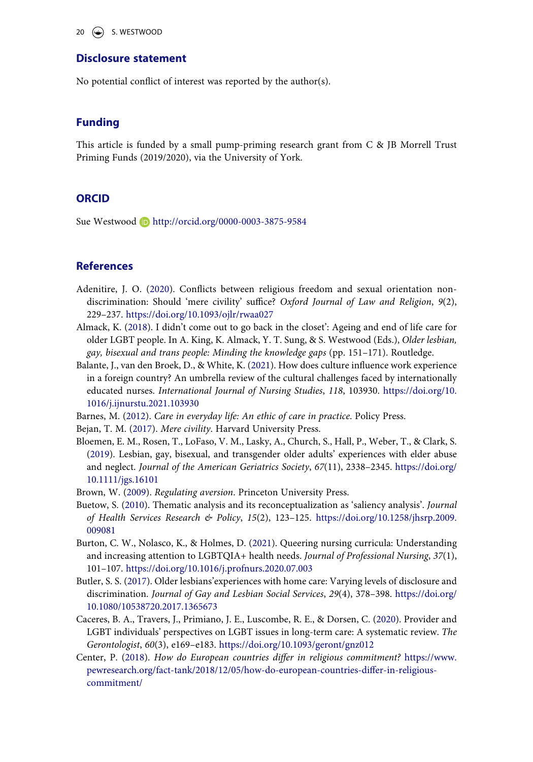## Disclosure statement

No potential conflict of interest was reported by the author(s).

## Funding

This article is funded by a small pump-priming research grant from C & JB Morrell Trust Priming Funds (2019/2020), via the University of York.

## ORCID

Sue Westwood http://orcid.org/0000-0003-3875-9584

## References

Adenitire, J. O. (2020). Conflicts between religious freedom and sexual orientation non-discrimination: Should 'mere civility' suffice? *Oxford Journal of Law and Religion*, *9*(2), 229–237. https://doi.org/10.1093/ojlr/rwaa027

Almack, K. (2018). I didn't come out to go back in the closet': Ageing and end of life care for older LGBT people. In A. King, K. Almack, Y. T. Sung, & S. Westwood (Eds.), *Older lesbian, gay, bisexual and trans people: Minding the knowledge gaps* (pp. 151–171). Routledge.

Balante, J., van den Broek, D., & White, K. (2021). How does culture influence work experience in a foreign country? An umbrella review of the cultural challenges faced by internationally educated nurses. *International Journal of Nursing Studies*, *118*, 103930. https://doi.org/10.1016/j.ijnurstu.2021.103930

Barnes, M. (2012). *Care in everyday life: An ethic of care in practice*. Policy Press.

Bejan, T. M. (2017). *Mere civility*. Harvard University Press.

Bloemen, E. M., Rosen, T., LoFaso, V. M., Lasky, A., Church, S., Hall, P., Weber, T., & Clark, S. (2019). Lesbian, gay, bisexual, and transgender older adults' experiences with elder abuse and neglect. *Journal of the American Geriatrics Society*, *67*(11), 2338–2345. https://doi.org/10.1111/jgs.16101

Brown, W. (2009). *Regulating aversion*. Princeton University Press.

Buetow, S. (2010). Thematic analysis and its reconceptualization as 'saliency analysis'. *Journal of Health Services Research & Policy*, *15*(2), 123–125. https://doi.org/10.1258/jhsrp.2009.009081

Burton, C. W., Nolasco, K., & Holmes, D. (2021). Queering nursing curricula: Understanding and increasing attention to LGBTQIA+ health needs. *Journal of Professional Nursing*, *37*(1), 101–107. https://doi.org/10.1016/j.profnurs.2020.07.003

Butler, S. S. (2017). Older lesbians'experiences with home care: Varying levels of disclosure and discrimination. *Journal of Gay and Lesbian Social Services*, *29*(4), 378–398. https://doi.org/10.1080/10538720.2017.1365673

Caceres, B. A., Travers, J., Primiano, J. E., Luscombe, R. E., & Dorsen, C. (2020). Provider and LGBT individuals' perspectives on LGBT issues in long-term care: A systematic review. *The Gerontologist*, *60*(3), e169–e183. https://doi.org/10.1093/geront/gnz012

Center, P. (2018). *How do European countries differ in religious commitment?* https://www.pewresearch.org/fact-tank/2018/12/05/how-do-european-countries-differ-in-religious-commitment/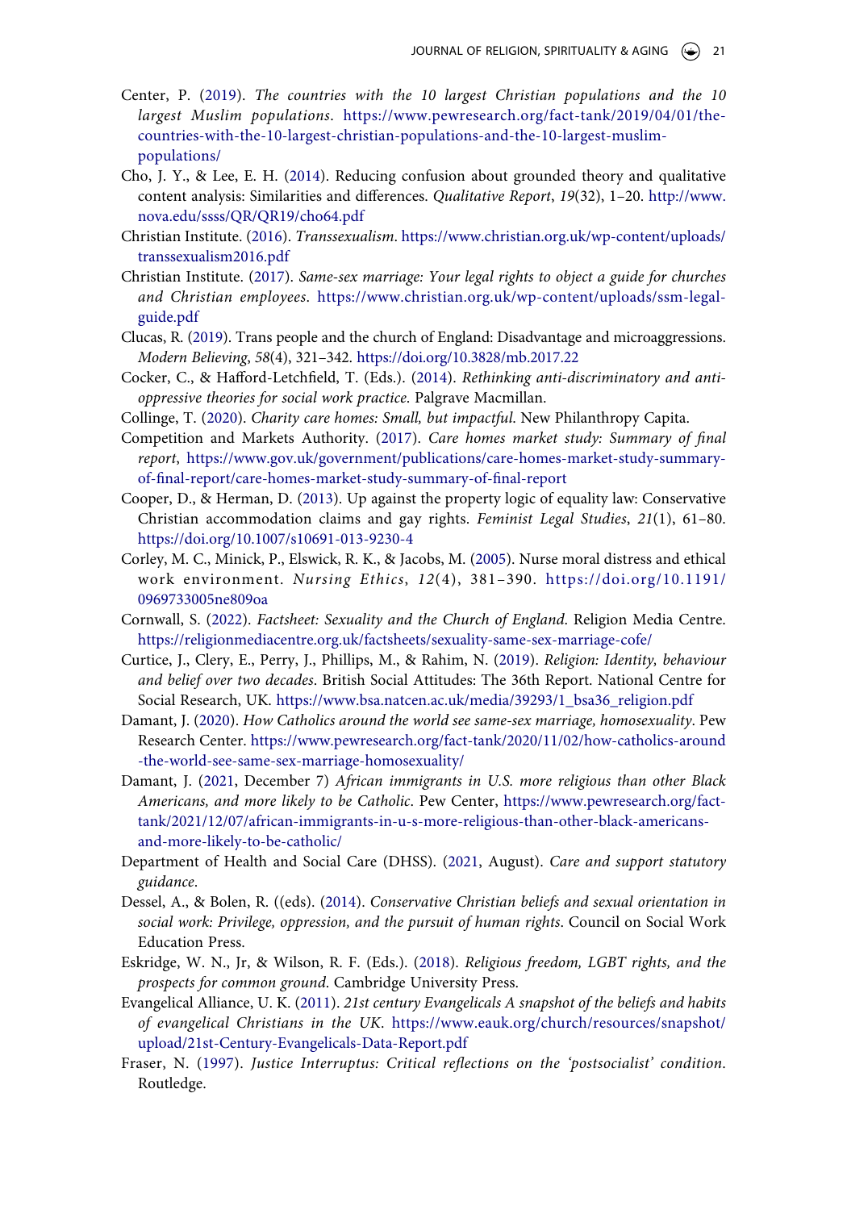Center, P. (2019). *The countries with the 10 largest Christian populations and the 10 largest Muslim populations*. https://www.pewresearch.org/fact-tank/2019/04/01/the-countries-with-the-10-largest-christian-populations-and-the-10-largest-muslim-populations/

Cho, J. Y., & Lee, E. H. (2014). Reducing confusion about grounded theory and qualitative content analysis: Similarities and differences. *Qualitative Report*, *19*(32), 1–20. http://www.nova.edu/ssss/QR/QR19/cho64.pdf

Christian Institute. (2016). *Transsexualism*. https://www.christian.org.uk/wp-content/uploads/transsexualism2016.pdf

Christian Institute. (2017). *Same-sex marriage: Your legal rights to object a guide for churches and Christian employees*. https://www.christian.org.uk/wp-content/uploads/ssm-legal-guide.pdf

Clucas, R. (2019). Trans people and the church of England: Disadvantage and microaggressions. *Modern Believing*, *58*(4), 321–342. https://doi.org/10.3828/mb.2017.22

Cocker, C., & Hafford-Letchfield, T. (Eds.). (2014). *Rethinking anti-discriminatory and anti-oppressive theories for social work practice*. Palgrave Macmillan.

Collinge, T. (2020). *Charity care homes: Small, but impactful*. New Philanthropy Capita.

Competition and Markets Authority. (2017). *Care homes market study: Summary of final report*, https://www.gov.uk/government/publications/care-homes-market-study-summary-of-final-report/care-homes-market-study-summary-of-final-report

Cooper, D., & Herman, D. (2013). Up against the property logic of equality law: Conservative Christian accommodation claims and gay rights. *Feminist Legal Studies*, *21*(1), 61–80. https://doi.org/10.1007/s10691-013-9230-4

Corley, M. C., Minick, P., Elswick, R. K., & Jacobs, M. (2005). Nurse moral distress and ethical work environment. *Nursing Ethics*, *12*(4), 381–390. https://doi.org/10.1191/0969733005ne809oa

Cornwall, S. (2022). *Factsheet: Sexuality and the Church of England*. Religion Media Centre. https://religionmediacentre.org.uk/factsheets/sexuality-same-sex-marriage-cofe/

Curtice, J., Clery, E., Perry, J., Phillips, M., & Rahim, N. (2019). *Religion: Identity, behaviour and belief over two decades*. British Social Attitudes: The 36th Report. National Centre for Social Research, UK. https://www.bsa.natcen.ac.uk/media/39293/1_bsa36_religion.pdf

Damant, J. (2020). *How Catholics around the world see same-sex marriage, homosexuality*. Pew Research Center. https://www.pewresearch.org/fact-tank/2020/11/02/how-catholics-around-the-world-see-same-sex-marriage-homosexuality/

Damant, J. (2021, December 7) *African immigrants in U.S. more religious than other Black Americans, and more likely to be Catholic*. Pew Center, https://www.pewresearch.org/fact-tank/2021/12/07/african-immigrants-in-u-s-more-religious-than-other-black-americans-and-more-likely-to-be-catholic/

Department of Health and Social Care (DHSS). (2021, August). *Care and support statutory guidance*.

Dessel, A., & Bolen, R. ((eds). (2014). *Conservative Christian beliefs and sexual orientation in social work: Privilege, oppression, and the pursuit of human rights*. Council on Social Work Education Press.

Eskridge, W. N., Jr, & Wilson, R. F. (Eds.). (2018). *Religious freedom, LGBT rights, and the prospects for common ground*. Cambridge University Press.

Evangelical Alliance, U. K. (2011). *21st century Evangelicals A snapshot of the beliefs and habits of evangelical Christians in the UK*. https://www.eauk.org/church/resources/snapshot/upload/21st-Century-Evangelicals-Data-Report.pdf

Fraser, N. (1997). *Justice Interruptus: Critical reflections on the 'postsocialist' condition*. Routledge.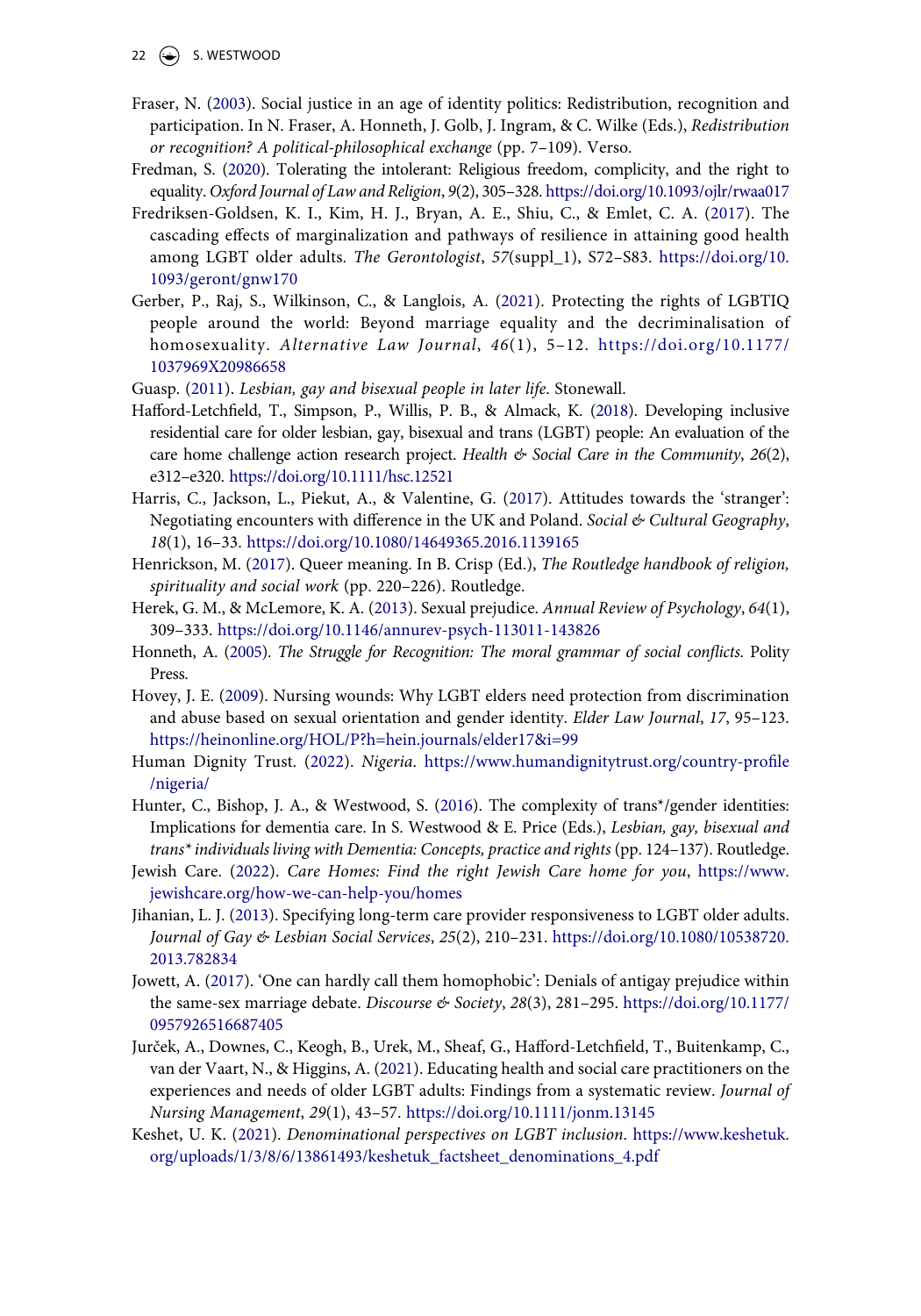Fraser, N. (2003). Social justice in an age of identity politics: Redistribution, recognition and participation. In N. Fraser, A. Honneth, J. Golb, J. Ingram, & C. Wilke (Eds.), *Redistribution or recognition? A political-philosophical exchange* (pp. 7–109). Verso.

Fredman, S. (2020). Tolerating the intolerant: Religious freedom, complicity, and the right to equality. *Oxford Journal of Law and Religion*, *9*(2), 305–328. https://doi.org/10.1093/ojlr/rwaa017

Fredriksen-Goldsen, K. I., Kim, H. J., Bryan, A. E., Shiu, C., & Emlet, C. A. (2017). The cascading effects of marginalization and pathways of resilience in attaining good health among LGBT older adults. *The Gerontologist*, *57*(suppl_1), S72–S83. https://doi.org/10.1093/geront/gnw170

Gerber, P., Raj, S., Wilkinson, C., & Langlois, A. (2021). Protecting the rights of LGBTIQ people around the world: Beyond marriage equality and the decriminalisation of homosexuality. *Alternative Law Journal*, *46*(1), 5–12. https://doi.org/10.1177/1037969X20986658

Guasp. (2011). *Lesbian, gay and bisexual people in later life*. Stonewall.

Hafford-Letchfield, T., Simpson, P., Willis, P. B., & Almack, K. (2018). Developing inclusive residential care for older lesbian, gay, bisexual and trans (LGBT) people: An evaluation of the care home challenge action research project. *Health & Social Care in the Community*, *26*(2), e312–e320. https://doi.org/10.1111/hsc.12521

Harris, C., Jackson, L., Piekut, A., & Valentine, G. (2017). Attitudes towards the 'stranger': Negotiating encounters with difference in the UK and Poland. *Social & Cultural Geography*, *18*(1), 16–33. https://doi.org/10.1080/14649365.2016.1139165

Henrickson, M. (2017). Queer meaning. In B. Crisp (Ed.), *The Routledge handbook of religion, spirituality and social work* (pp. 220–226). Routledge.

Herek, G. M., & McLemore, K. A. (2013). Sexual prejudice. *Annual Review of Psychology*, *64*(1), 309–333. https://doi.org/10.1146/annurev-psych-113011-143826

Honneth, A. (2005). *The Struggle for Recognition: The moral grammar of social conflicts*. Polity Press.

Hovey, J. E. (2009). Nursing wounds: Why LGBT elders need protection from discrimination and abuse based on sexual orientation and gender identity. *Elder Law Journal*, *17*, 95–123. https://heinonline.org/HOL/P?h=hein.journals/elder17&i=99

Human Dignity Trust. (2022). *Nigeria*. https://www.humandignitytrust.org/country-profile/nigeria/

Hunter, C., Bishop, J. A., & Westwood, S. (2016). The complexity of trans*/gender identities: Implications for dementia care. In S. Westwood & E. Price (Eds.), *Lesbian, gay, bisexual and trans* individuals living with Dementia: Concepts, practice and rights* (pp. 124–137). Routledge.

Jewish Care. (2022). *Care Homes: Find the right Jewish Care home for you*, https://www.jewishcare.org/how-we-can-help-you/homes

Jihanian, L. J. (2013). Specifying long-term care provider responsiveness to LGBT older adults. *Journal of Gay & Lesbian Social Services*, *25*(2), 210–231. https://doi.org/10.1080/10538720.2013.782834

Jowett, A. (2017). 'One can hardly call them homophobic': Denials of antigay prejudice within the same-sex marriage debate. *Discourse & Society*, *28*(3), 281–295. https://doi.org/10.1177/0957926516687405

Jurček, A., Downes, C., Keogh, B., Urek, M., Sheaf, G., Hafford-Letchfield, T., Buitenkamp, C., van der Vaart, N., & Higgins, A. (2021). Educating health and social care practitioners on the experiences and needs of older LGBT adults: Findings from a systematic review. *Journal of Nursing Management*, *29*(1), 43–57. https://doi.org/10.1111/jonm.13145

Keshet, U. K. (2021). *Denominational perspectives on LGBT inclusion*. https://www.keshetuk.org/uploads/1/3/8/6/13861493/keshetuk_factsheet_denominations_4.pdf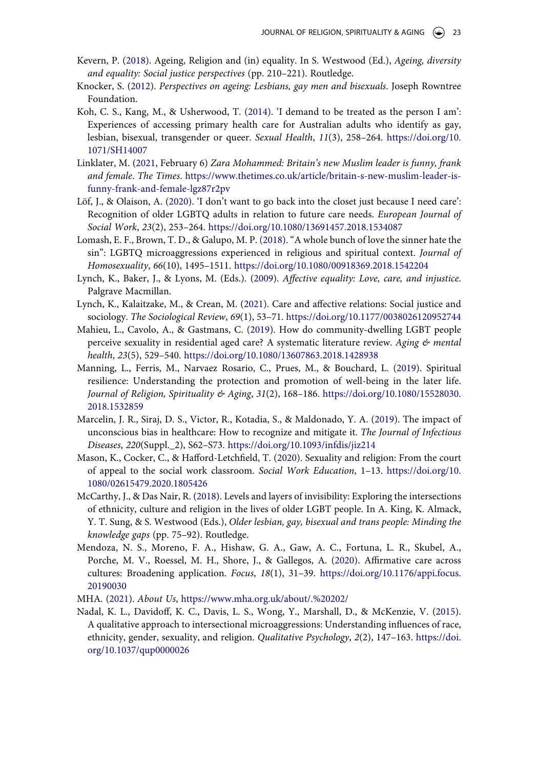Kevern, P. (2018). Ageing, Religion and (in) equality. In S. Westwood (Ed.), *Ageing, diversity and equality: Social justice perspectives* (pp. 210–221). Routledge.

Knocker, S. (2012). *Perspectives on ageing: Lesbians, gay men and bisexuals*. Joseph Rowntree Foundation.

Koh, C. S., Kang, M., & Usherwood, T. (2014). 'I demand to be treated as the person I am': Experiences of accessing primary health care for Australian adults who identify as gay, lesbian, bisexual, transgender or queer. *Sexual Health*, *11*(3), 258–264. https://doi.org/10.1071/SH14007

Linklater, M. (2021, February 6) *Zara Mohammed: Britain's new Muslim leader is funny, frank and female. The Times*. https://www.thetimes.co.uk/article/britain-s-new-muslim-leader-is-funny-frank-and-female-lgz87r2pv

Löf, J., & Olaison, A. (2020). 'I don't want to go back into the closet just because I need care': Recognition of older LGBTQ adults in relation to future care needs. *European Journal of Social Work*, *23*(2), 253–264. https://doi.org/10.1080/13691457.2018.1534087

Lomash, E. F., Brown, T. D., & Galupo, M. P. (2018). "A whole bunch of love the sinner hate the sin": LGBTQ microaggressions experienced in religious and spiritual context. *Journal of Homosexuality*, *66*(10), 1495–1511. https://doi.org/10.1080/00918369.2018.1542204

Lynch, K., Baker, J., & Lyons, M. (Eds.). (2009). *Affective equality: Love, care, and injustice*. Palgrave Macmillan.

Lynch, K., Kalaitzake, M., & Crean, M. (2021). Care and affective relations: Social justice and sociology. *The Sociological Review*, *69*(1), 53–71. https://doi.org/10.1177/0038026120952744

Mahieu, L., Cavolo, A., & Gastmans, C. (2019). How do community-dwelling LGBT people perceive sexuality in residential aged care? A systematic literature review. *Aging & mental health*, *23*(5), 529–540. https://doi.org/10.1080/13607863.2018.1428938

Manning, L., Ferris, M., Narvaez Rosario, C., Prues, M., & Bouchard, L. (2019). Spiritual resilience: Understanding the protection and promotion of well-being in the later life. *Journal of Religion, Spirituality & Aging*, *31*(2), 168–186. https://doi.org/10.1080/15528030.2018.1532859

Marcelin, J. R., Siraj, D. S., Victor, R., Kotadia, S., & Maldonado, Y. A. (2019). The impact of unconscious bias in healthcare: How to recognize and mitigate it. *The Journal of Infectious Diseases*, *220*(Suppl._2), S62–S73. https://doi.org/10.1093/infdis/jiz214

Mason, K., Cocker, C., & Hafford-Letchfield, T. (2020). Sexuality and religion: From the court of appeal to the social work classroom. *Social Work Education*, 1–13. https://doi.org/10.1080/02615479.2020.1805426

McCarthy, J., & Das Nair, R. (2018). Levels and layers of invisibility: Exploring the intersections of ethnicity, culture and religion in the lives of older LGBT people. In A. King, K. Almack, Y. T. Sung, & S. Westwood (Eds.), *Older lesbian, gay, bisexual and trans people: Minding the knowledge gaps* (pp. 75–92). Routledge.

Mendoza, N. S., Moreno, F. A., Hishaw, G. A., Gaw, A. C., Fortuna, L. R., Skubel, A., Porche, M. V., Roessel, M. H., Shore, J., & Gallegos, A. (2020). Affirmative care across cultures: Broadening application. *Focus*, *18*(1), 31–39. https://doi.org/10.1176/appi.focus.20190030

MHA. (2021). *About Us*, https://www.mha.org.uk/about/.%20202/

Nadal, K. L., Davidoff, K. C., Davis, L. S., Wong, Y., Marshall, D., & McKenzie, V. (2015). A qualitative approach to intersectional microaggressions: Understanding influences of race, ethnicity, gender, sexuality, and religion. *Qualitative Psychology*, *2*(2), 147–163. https://doi.org/10.1037/qup0000026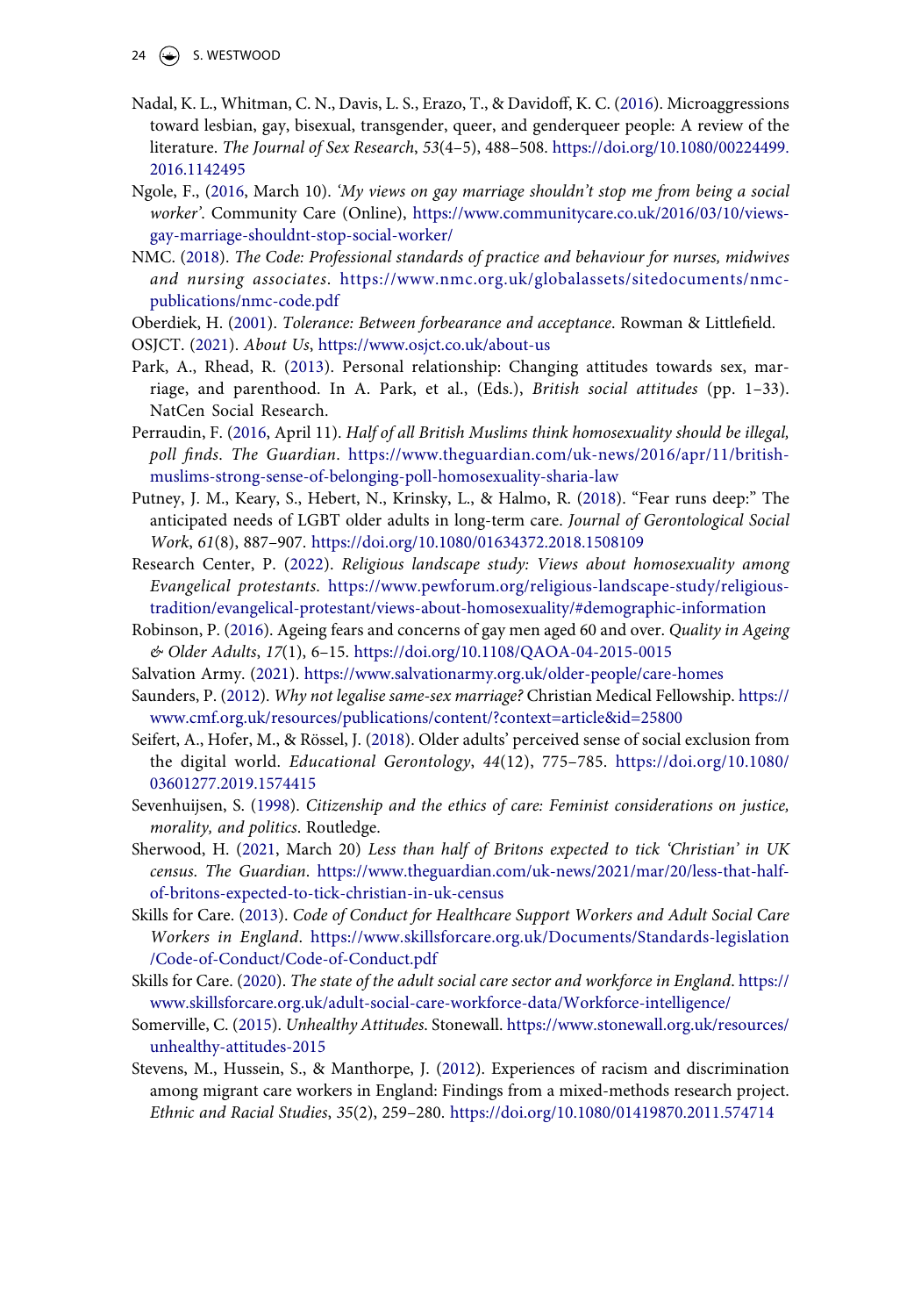Nadal, K. L., Whitman, C. N., Davis, L. S., Erazo, T., & Davidoff, K. C. (2016). Microaggressions toward lesbian, gay, bisexual, transgender, queer, and genderqueer people: A review of the literature. *The Journal of Sex Research*, *53*(4–5), 488–508. https://doi.org/10.1080/00224499.2016.1142495

Ngole, F., (2016, March 10). *'My views on gay marriage shouldn't stop me from being a social worker'*. Community Care (Online), https://www.communitycare.co.uk/2016/03/10/views-gay-marriage-shouldnt-stop-social-worker/

NMC. (2018). *The Code: Professional standards of practice and behaviour for nurses, midwives and nursing associates*. https://www.nmc.org.uk/globalassets/sitedocuments/nmc-publications/nmc-code.pdf

Oberdiek, H. (2001). *Tolerance: Between forbearance and acceptance*. Rowman & Littlefield.

OSJCT. (2021). *About Us*, https://www.osjct.co.uk/about-us

Park, A., Rhead, R. (2013). Personal relationship: Changing attitudes towards sex, marriage, and parenthood. In A. Park, et al., (Eds.), *British social attitudes* (pp. 1–33). NatCen Social Research.

Perraudin, F. (2016, April 11). *Half of all British Muslims think homosexuality should be illegal, poll finds*. *The Guardian*. https://www.theguardian.com/uk-news/2016/apr/11/british-muslims-strong-sense-of-belonging-poll-homosexuality-sharia-law

Putney, J. M., Keary, S., Hebert, N., Krinsky, L., & Halmo, R. (2018). "Fear runs deep:" The anticipated needs of LGBT older adults in long-term care. *Journal of Gerontological Social Work*, *61*(8), 887–907. https://doi.org/10.1080/01634372.2018.1508109

Research Center, P. (2022). *Religious landscape study: Views about homosexuality among Evangelical protestants*. https://www.pewforum.org/religious-landscape-study/religious-tradition/evangelical-protestant/views-about-homosexuality/#demographic-information

Robinson, P. (2016). Ageing fears and concerns of gay men aged 60 and over. *Quality in Ageing & Older Adults*, *17*(1), 6–15. https://doi.org/10.1108/QAOA-04-2015-0015

Salvation Army. (2021). https://www.salvationarmy.org.uk/older-people/care-homes

Saunders, P. (2012). *Why not legalise same-sex marriage?* Christian Medical Fellowship. https://www.cmf.org.uk/resources/publications/content/?context=article&id=25800

Seifert, A., Hofer, M., & Rössel, J. (2018). Older adults' perceived sense of social exclusion from the digital world. *Educational Gerontology*, *44*(12), 775–785. https://doi.org/10.1080/03601277.2019.1574415

Sevenhuijsen, S. (1998). *Citizenship and the ethics of care: Feminist considerations on justice, morality, and politics*. Routledge.

Sherwood, H. (2021, March 20) *Less than half of Britons expected to tick 'Christian' in UK census*. *The Guardian*. https://www.theguardian.com/uk-news/2021/mar/20/less-that-half-of-britons-expected-to-tick-christian-in-uk-census

Skills for Care. (2013). *Code of Conduct for Healthcare Support Workers and Adult Social Care Workers in England*. https://www.skillsforcare.org.uk/Documents/Standards-legislation/Code-of-Conduct/Code-of-Conduct.pdf

Skills for Care. (2020). *The state of the adult social care sector and workforce in England*. https://www.skillsforcare.org.uk/adult-social-care-workforce-data/Workforce-intelligence/

Somerville, C. (2015). *Unhealthy Attitudes*. Stonewall. https://www.stonewall.org.uk/resources/unhealthy-attitudes-2015

Stevens, M., Hussein, S., & Manthorpe, J. (2012). Experiences of racism and discrimination among migrant care workers in England: Findings from a mixed-methods research project. *Ethnic and Racial Studies*, *35*(2), 259–280. https://doi.org/10.1080/01419870.2011.574714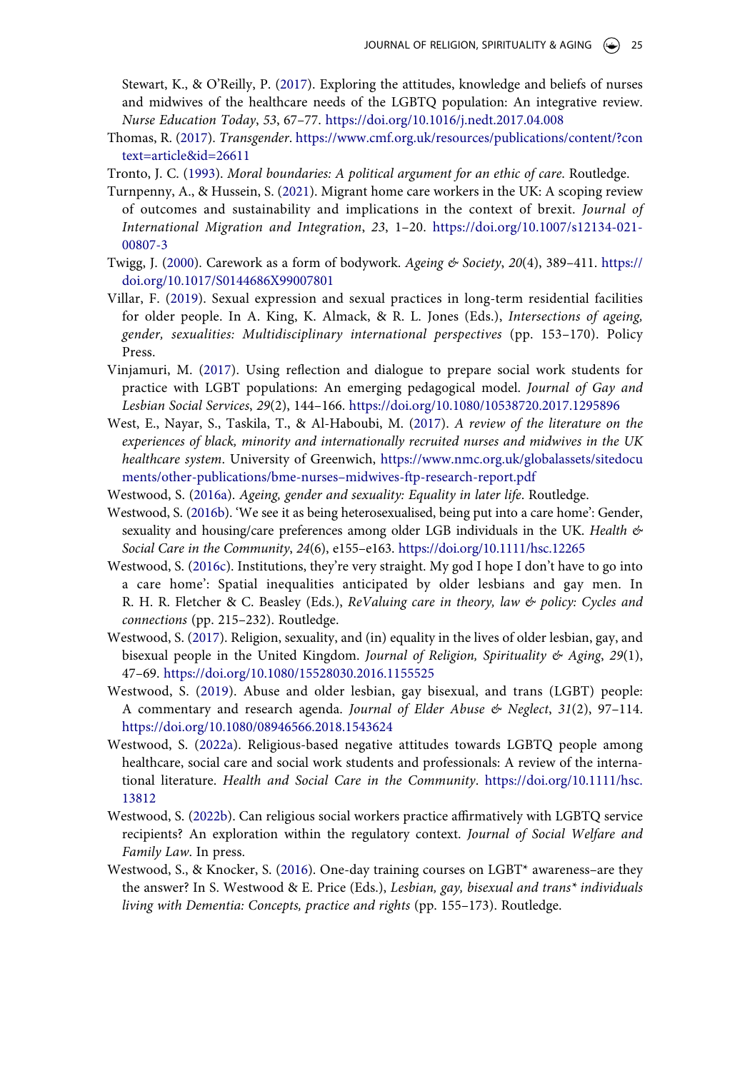Stewart, K., & O'Reilly, P. (2017). Exploring the attitudes, knowledge and beliefs of nurses and midwives of the healthcare needs of the LGBTQ population: An integrative review. *Nurse Education Today*, *53*, 67–77. https://doi.org/10.1016/j.nedt.2017.04.008

Thomas, R. (2017). *Transgender*. https://www.cmf.org.uk/resources/publications/content/?context=article&id=26611

Tronto, J. C. (1993). *Moral boundaries: A political argument for an ethic of care*. Routledge.

Turnpenny, A., & Hussein, S. (2021). Migrant home care workers in the UK: A scoping review of outcomes and sustainability and implications in the context of brexit. *Journal of International Migration and Integration*, *23*, 1–20. https://doi.org/10.1007/s12134-021-00807-3

Twigg, J. (2000). Carework as a form of bodywork. *Ageing & Society*, *20*(4), 389–411. https://doi.org/10.1017/S0144686X99007801

Villar, F. (2019). Sexual expression and sexual practices in long-term residential facilities for older people. In A. King, K. Almack, & R. L. Jones (Eds.), *Intersections of ageing, gender, sexualities: Multidisciplinary international perspectives* (pp. 153–170). Policy Press.

Vinjamuri, M. (2017). Using reflection and dialogue to prepare social work students for practice with LGBT populations: An emerging pedagogical model. *Journal of Gay and Lesbian Social Services*, *29*(2), 144–166. https://doi.org/10.1080/10538720.2017.1295896

West, E., Nayar, S., Taskila, T., & Al-Haboubi, M. (2017). *A review of the literature on the experiences of black, minority and internationally recruited nurses and midwives in the UK healthcare system*. University of Greenwich, https://www.nmc.org.uk/globalassets/sitedocuments/other-publications/bme-nurses–midwives-ftp-research-report.pdf

Westwood, S. (2016a). *Ageing, gender and sexuality: Equality in later life*. Routledge.

Westwood, S. (2016b). 'We see it as being heterosexualised, being put into a care home': Gender, sexuality and housing/care preferences among older LGB individuals in the UK. *Health & Social Care in the Community*, *24*(6), e155–e163. https://doi.org/10.1111/hsc.12265

Westwood, S. (2016c). Institutions, they're very straight. My god I hope I don't have to go into a care home': Spatial inequalities anticipated by older lesbians and gay men. In R. H. R. Fletcher & C. Beasley (Eds.), *ReValuing care in theory, law & policy: Cycles and connections* (pp. 215–232). Routledge.

Westwood, S. (2017). Religion, sexuality, and (in) equality in the lives of older lesbian, gay, and bisexual people in the United Kingdom. *Journal of Religion, Spirituality & Aging*, *29*(1), 47–69. https://doi.org/10.1080/15528030.2016.1155525

Westwood, S. (2019). Abuse and older lesbian, gay bisexual, and trans (LGBT) people: A commentary and research agenda. *Journal of Elder Abuse & Neglect*, *31*(2), 97–114. https://doi.org/10.1080/08946566.2018.1543624

Westwood, S. (2022a). Religious-based negative attitudes towards LGBTQ people among healthcare, social care and social work students and professionals: A review of the international literature. *Health and Social Care in the Community*. https://doi.org/10.1111/hsc.13812

Westwood, S. (2022b). Can religious social workers practice affirmatively with LGBTQ service recipients? An exploration within the regulatory context. *Journal of Social Welfare and Family Law*. In press.

Westwood, S., & Knocker, S. (2016). One-day training courses on LGBT* awareness–are they the answer? In S. Westwood & E. Price (Eds.), *Lesbian, gay, bisexual and trans* individuals living with Dementia: Concepts, practice and rights* (pp. 155–173). Routledge.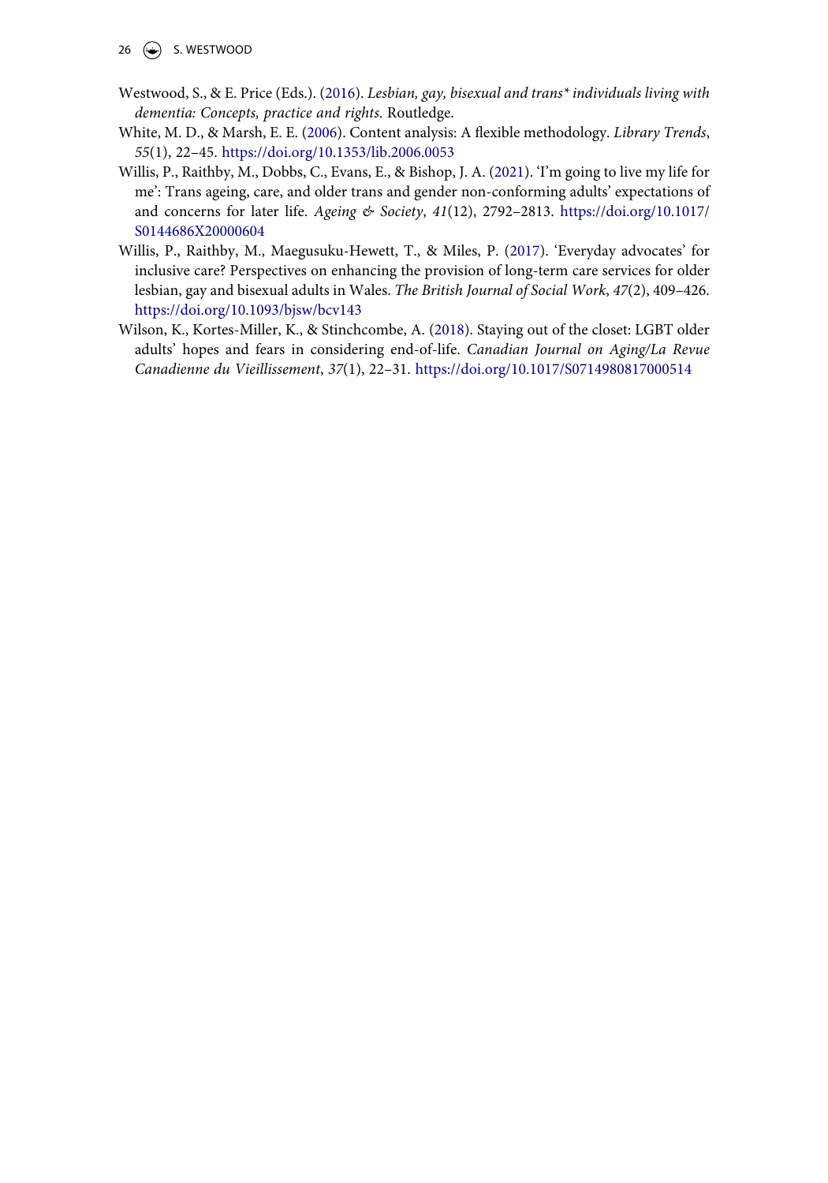Westwood, S., & E. Price (Eds.). (2016). *Lesbian, gay, bisexual and trans* individuals living with dementia: Concepts, practice and rights*. Routledge.

White, M. D., & Marsh, E. E. (2006). Content analysis: A flexible methodology. *Library Trends*, *55*(1), 22–45. https://doi.org/10.1353/lib.2006.0053

Willis, P., Raithby, M., Dobbs, C., Evans, E., & Bishop, J. A. (2021). 'I'm going to live my life for me': Trans ageing, care, and older trans and gender non-conforming adults' expectations of and concerns for later life. *Ageing & Society*, *41*(12), 2792–2813. https://doi.org/10.1017/S0144686X20000604

Willis, P., Raithby, M., Maegusuku-Hewett, T., & Miles, P. (2017). 'Everyday advocates' for inclusive care? Perspectives on enhancing the provision of long-term care services for older lesbian, gay and bisexual adults in Wales. *The British Journal of Social Work*, *47*(2), 409–426. https://doi.org/10.1093/bjsw/bcv143

Wilson, K., Kortes-Miller, K., & Stinchcombe, A. (2018). Staying out of the closet: LGBT older adults' hopes and fears in considering end-of-life. *Canadian Journal on Aging/La Revue Canadienne du Vieillissement*, *37*(1), 22–31. https://doi.org/10.1017/S0714980817000514